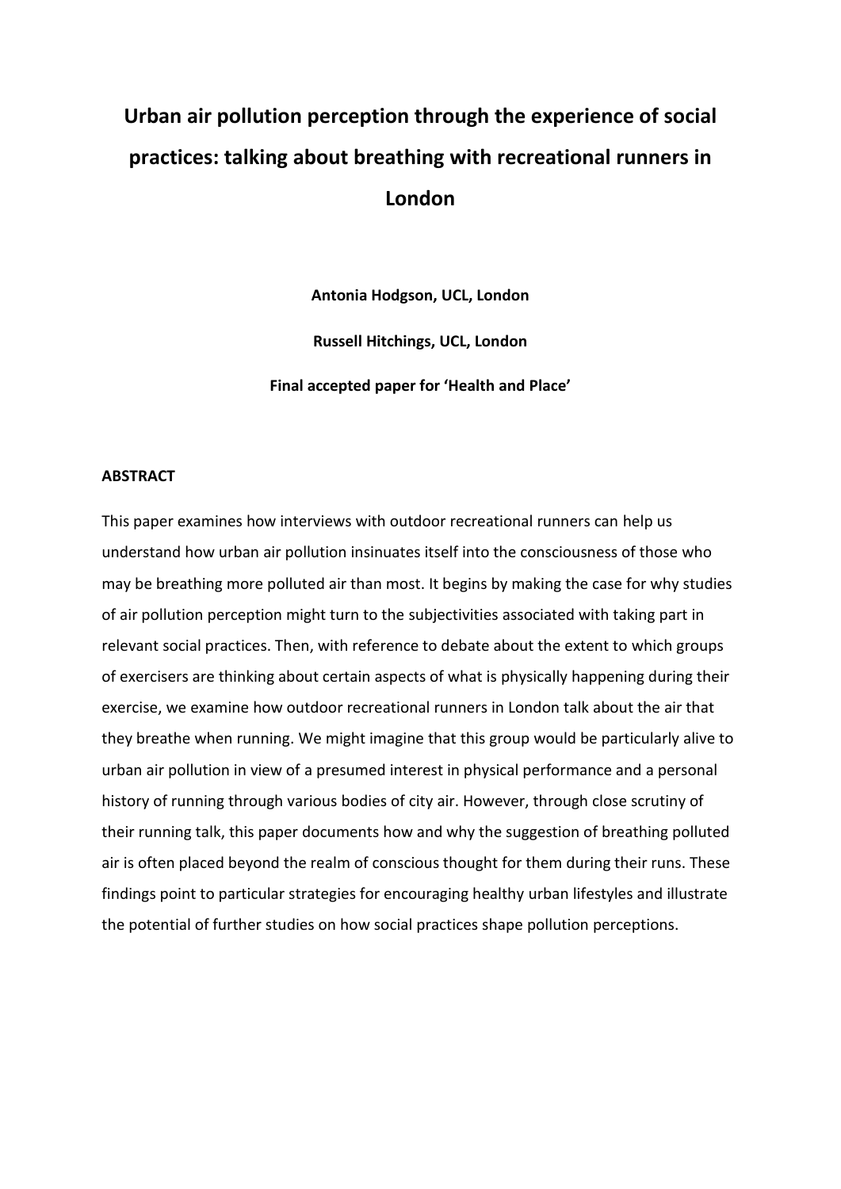# Urban air pollution perception through the experience of social practices: talking about breathing with recreational runners in London

**Antonia Hodgson, UCL, London**

**Russell Hitchings, UCL, London**

**Final accepted paper for 'Health and Place'**

## ABSTRACT

This paper examines how interviews with outdoor recreational runners can help us understand how urban air pollution insinuates itself into the consciousness of those who may be breathing more polluted air than most. It begins by making the case for why studies of air pollution perception might turn to the subjectivities associated with taking part in relevant social practices. Then, with reference to debate about the extent to which groups of exercisers are thinking about certain aspects of what is physically happening during their exercise, we examine how outdoor recreational runners in London talk about the air that they breathe when running. We might imagine that this group would be particularly alive to urban air pollution in view of a presumed interest in physical performance and a personal history of running through various bodies of city air. However, through close scrutiny of their running talk, this paper documents how and why the suggestion of breathing polluted air is often placed beyond the realm of conscious thought for them during their runs. These findings point to particular strategies for encouraging healthy urban lifestyles and illustrate the potential of further studies on how social practices shape pollution perceptions.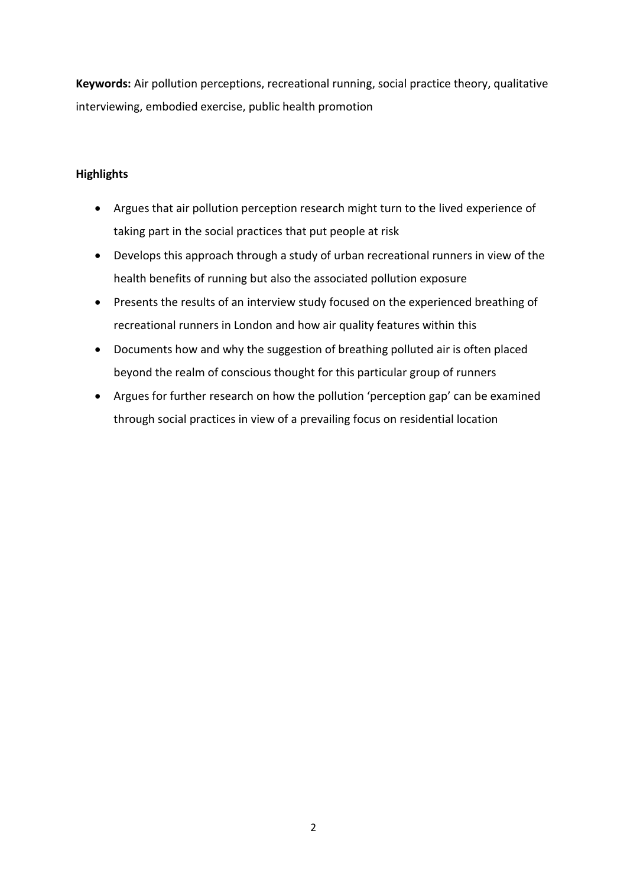**Keywords:** Air pollution perceptions, recreational running, social practice theory, qualitative interviewing, embodied exercise, public health promotion

**Highlights**

- Argues that air pollution perception research might turn to the lived experience of taking part in the social practices that put people at risk
- Develops this approach through a study of urban recreational runners in view of the health benefits of running but also the associated pollution exposure
- Presents the results of an interview study focused on the experienced breathing of recreational runners in London and how air quality features within this
- Documents how and why the suggestion of breathing polluted air is often placed beyond the realm of conscious thought for this particular group of runners
- Argues for further research on how the pollution 'perception gap' can be examined through social practices in view of a prevailing focus on residential location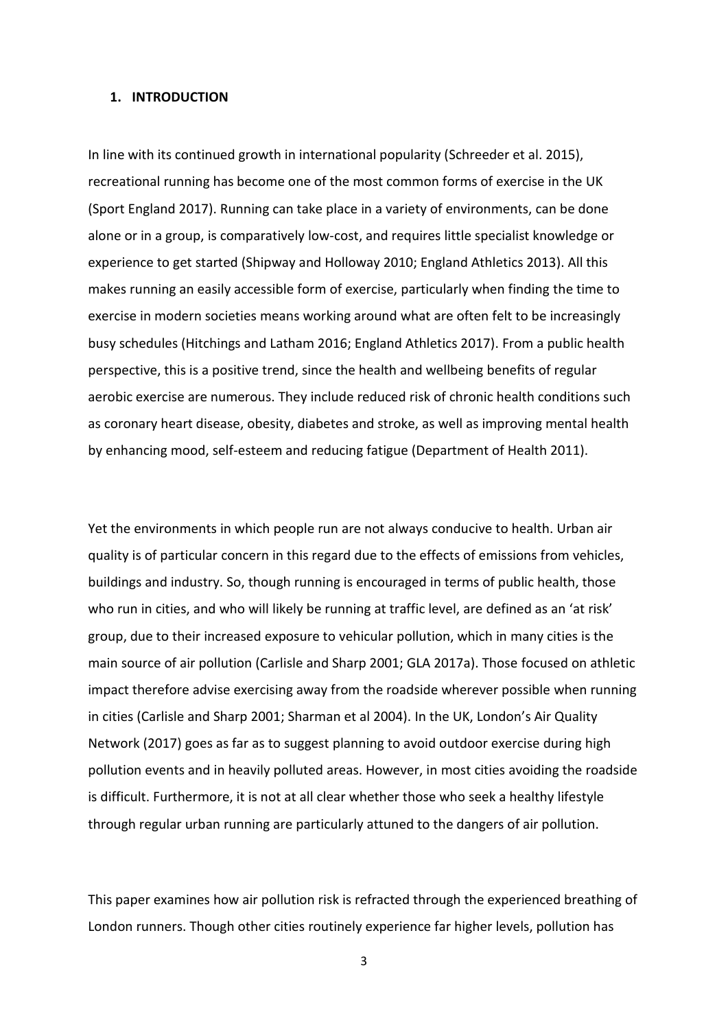## 1. INTRODUCTION

In line with its continued growth in international popularity (Schreeder et al. 2015), recreational running has become one of the most common forms of exercise in the UK (Sport England 2017). Running can take place in a variety of environments, can be done alone or in a group, is comparatively low-cost, and requires little specialist knowledge or experience to get started (Shipway and Holloway 2010; England Athletics 2013). All this makes running an easily accessible form of exercise, particularly when finding the time to exercise in modern societies means working around what are often felt to be increasingly busy schedules (Hitchings and Latham 2016; England Athletics 2017). From a public health perspective, this is a positive trend, since the health and wellbeing benefits of regular aerobic exercise are numerous. They include reduced risk of chronic health conditions such as coronary heart disease, obesity, diabetes and stroke, as well as improving mental health by enhancing mood, self-esteem and reducing fatigue (Department of Health 2011).

Yet the environments in which people run are not always conducive to health. Urban air quality is of particular concern in this regard due to the effects of emissions from vehicles, buildings and industry. So, though running is encouraged in terms of public health, those who run in cities, and who will likely be running at traffic level, are defined as an 'at risk' group, due to their increased exposure to vehicular pollution, which in many cities is the main source of air pollution (Carlisle and Sharp 2001; GLA 2017a). Those focused on athletic impact therefore advise exercising away from the roadside wherever possible when running in cities (Carlisle and Sharp 2001; Sharman et al 2004). In the UK, London's Air Quality Network (2017) goes as far as to suggest planning to avoid outdoor exercise during high pollution events and in heavily polluted areas. However, in most cities avoiding the roadside is difficult. Furthermore, it is not at all clear whether those who seek a healthy lifestyle through regular urban running are particularly attuned to the dangers of air pollution.

This paper examines how air pollution risk is refracted through the experienced breathing of London runners. Though other cities routinely experience far higher levels, pollution has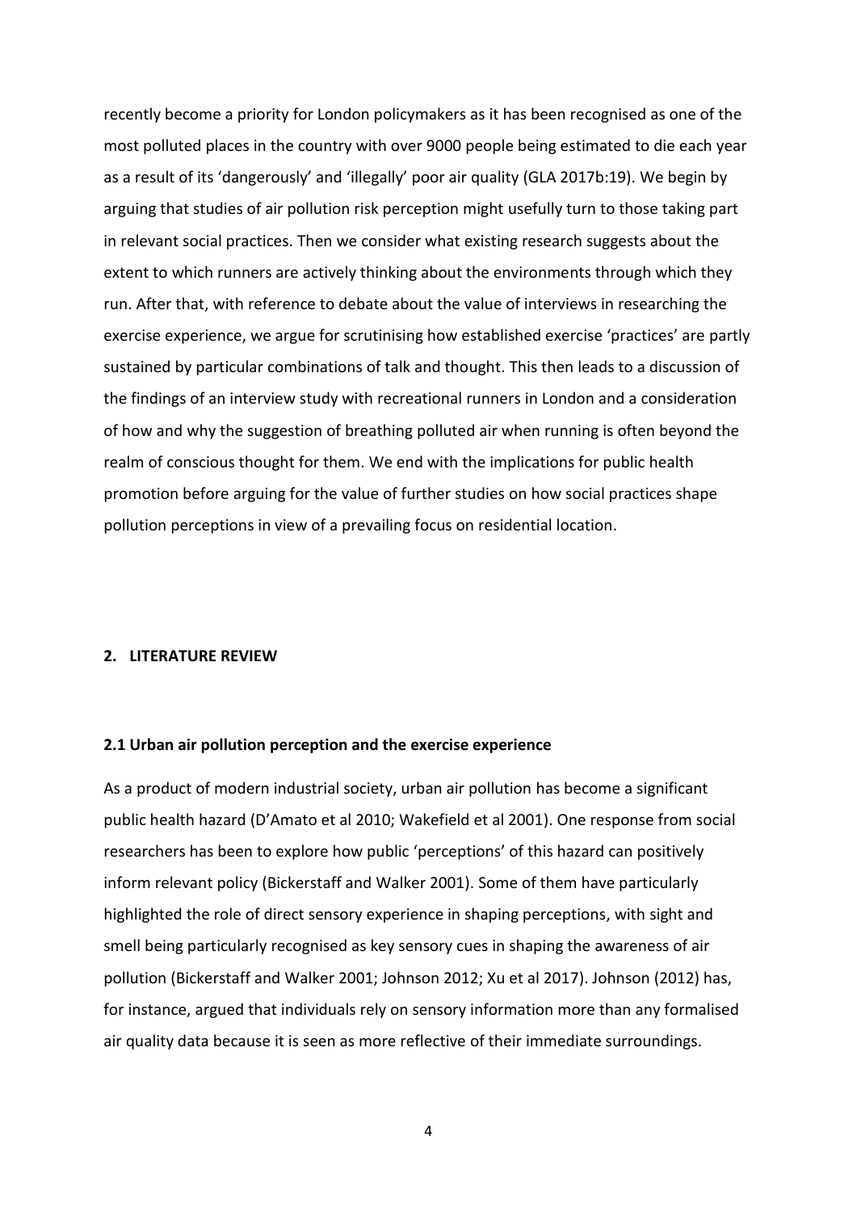recently become a priority for London policymakers as it has been recognised as one of the most polluted places in the country with over 9000 people being estimated to die each year as a result of its 'dangerously' and 'illegally' poor air quality (GLA 2017b:19). We begin by arguing that studies of air pollution risk perception might usefully turn to those taking part in relevant social practices. Then we consider what existing research suggests about the extent to which runners are actively thinking about the environments through which they run. After that, with reference to debate about the value of interviews in researching the exercise experience, we argue for scrutinising how established exercise 'practices' are partly sustained by particular combinations of talk and thought. This then leads to a discussion of the findings of an interview study with recreational runners in London and a consideration of how and why the suggestion of breathing polluted air when running is often beyond the realm of conscious thought for them. We end with the implications for public health promotion before arguing for the value of further studies on how social practices shape pollution perceptions in view of a prevailing focus on residential location.

## 2. LITERATURE REVIEW

### 2.1 Urban air pollution perception and the exercise experience

As a product of modern industrial society, urban air pollution has become a significant public health hazard (D'Amato et al 2010; Wakefield et al 2001). One response from social researchers has been to explore how public 'perceptions' of this hazard can positively inform relevant policy (Bickerstaff and Walker 2001). Some of them have particularly highlighted the role of direct sensory experience in shaping perceptions, with sight and smell being particularly recognised as key sensory cues in shaping the awareness of air pollution (Bickerstaff and Walker 2001; Johnson 2012; Xu et al 2017). Johnson (2012) has, for instance, argued that individuals rely on sensory information more than any formalised air quality data because it is seen as more reflective of their immediate surroundings.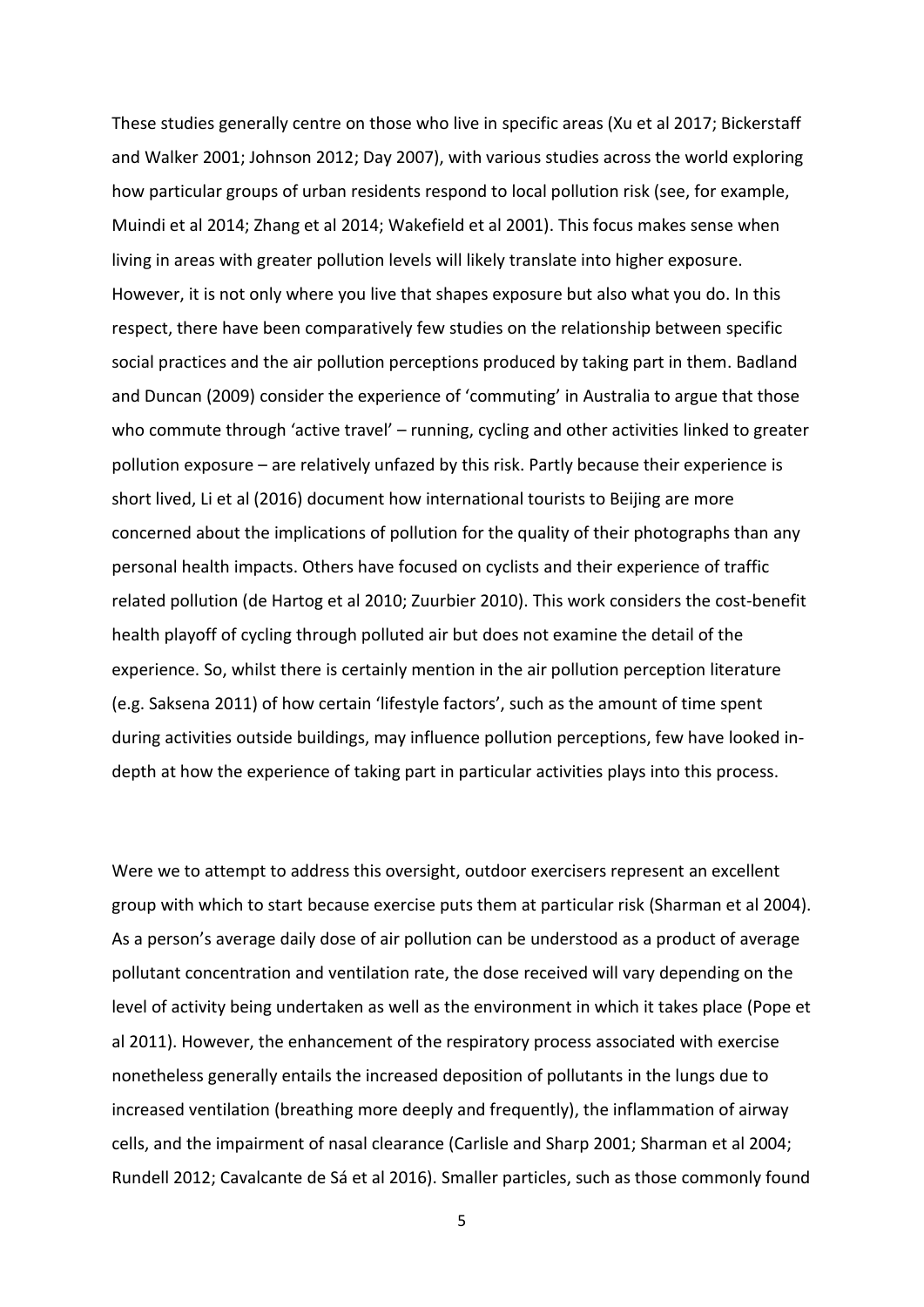These studies generally centre on those who live in specific areas (Xu et al 2017; Bickerstaff and Walker 2001; Johnson 2012; Day 2007), with various studies across the world exploring how particular groups of urban residents respond to local pollution risk (see, for example, Muindi et al 2014; Zhang et al 2014; Wakefield et al 2001). This focus makes sense when living in areas with greater pollution levels will likely translate into higher exposure. However, it is not only where you live that shapes exposure but also what you do. In this respect, there have been comparatively few studies on the relationship between specific social practices and the air pollution perceptions produced by taking part in them. Badland and Duncan (2009) consider the experience of 'commuting' in Australia to argue that those who commute through 'active travel' – running, cycling and other activities linked to greater pollution exposure – are relatively unfazed by this risk. Partly because their experience is short lived, Li et al (2016) document how international tourists to Beijing are more concerned about the implications of pollution for the quality of their photographs than any personal health impacts. Others have focused on cyclists and their experience of traffic related pollution (de Hartog et al 2010; Zuurbier 2010). This work considers the cost-benefit health playoff of cycling through polluted air but does not examine the detail of the experience. So, whilst there is certainly mention in the air pollution perception literature (e.g. Saksena 2011) of how certain 'lifestyle factors', such as the amount of time spent during activities outside buildings, may influence pollution perceptions, few have looked in-depth at how the experience of taking part in particular activities plays into this process.

Were we to attempt to address this oversight, outdoor exercisers represent an excellent group with which to start because exercise puts them at particular risk (Sharman et al 2004). As a person's average daily dose of air pollution can be understood as a product of average pollutant concentration and ventilation rate, the dose received will vary depending on the level of activity being undertaken as well as the environment in which it takes place (Pope et al 2011). However, the enhancement of the respiratory process associated with exercise nonetheless generally entails the increased deposition of pollutants in the lungs due to increased ventilation (breathing more deeply and frequently), the inflammation of airway cells, and the impairment of nasal clearance (Carlisle and Sharp 2001; Sharman et al 2004; Rundell 2012; Cavalcante de Sá et al 2016). Smaller particles, such as those commonly found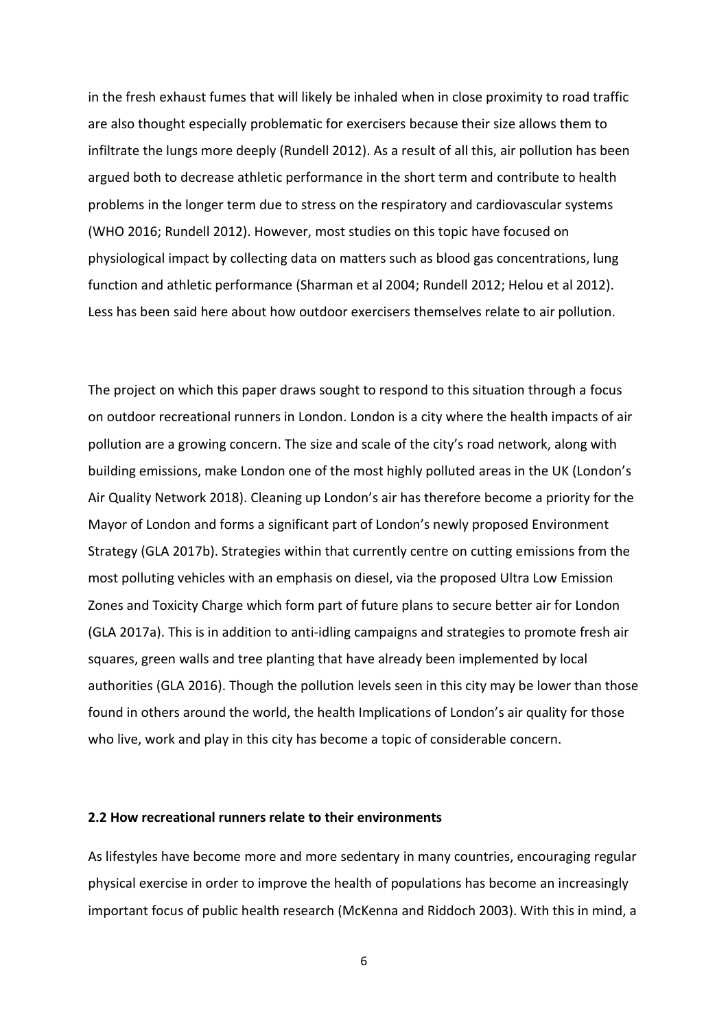in the fresh exhaust fumes that will likely be inhaled when in close proximity to road traffic are also thought especially problematic for exercisers because their size allows them to infiltrate the lungs more deeply (Rundell 2012). As a result of all this, air pollution has been argued both to decrease athletic performance in the short term and contribute to health problems in the longer term due to stress on the respiratory and cardiovascular systems (WHO 2016; Rundell 2012). However, most studies on this topic have focused on physiological impact by collecting data on matters such as blood gas concentrations, lung function and athletic performance (Sharman et al 2004; Rundell 2012; Helou et al 2012). Less has been said here about how outdoor exercisers themselves relate to air pollution.

The project on which this paper draws sought to respond to this situation through a focus on outdoor recreational runners in London. London is a city where the health impacts of air pollution are a growing concern. The size and scale of the city's road network, along with building emissions, make London one of the most highly polluted areas in the UK (London's Air Quality Network 2018). Cleaning up London's air has therefore become a priority for the Mayor of London and forms a significant part of London's newly proposed Environment Strategy (GLA 2017b). Strategies within that currently centre on cutting emissions from the most polluting vehicles with an emphasis on diesel, via the proposed Ultra Low Emission Zones and Toxicity Charge which form part of future plans to secure better air for London (GLA 2017a). This is in addition to anti-idling campaigns and strategies to promote fresh air squares, green walls and tree planting that have already been implemented by local authorities (GLA 2016). Though the pollution levels seen in this city may be lower than those found in others around the world, the health Implications of London's air quality for those who live, work and play in this city has become a topic of considerable concern.

### 2.2 How recreational runners relate to their environments

As lifestyles have become more and more sedentary in many countries, encouraging regular physical exercise in order to improve the health of populations has become an increasingly important focus of public health research (McKenna and Riddoch 2003). With this in mind, a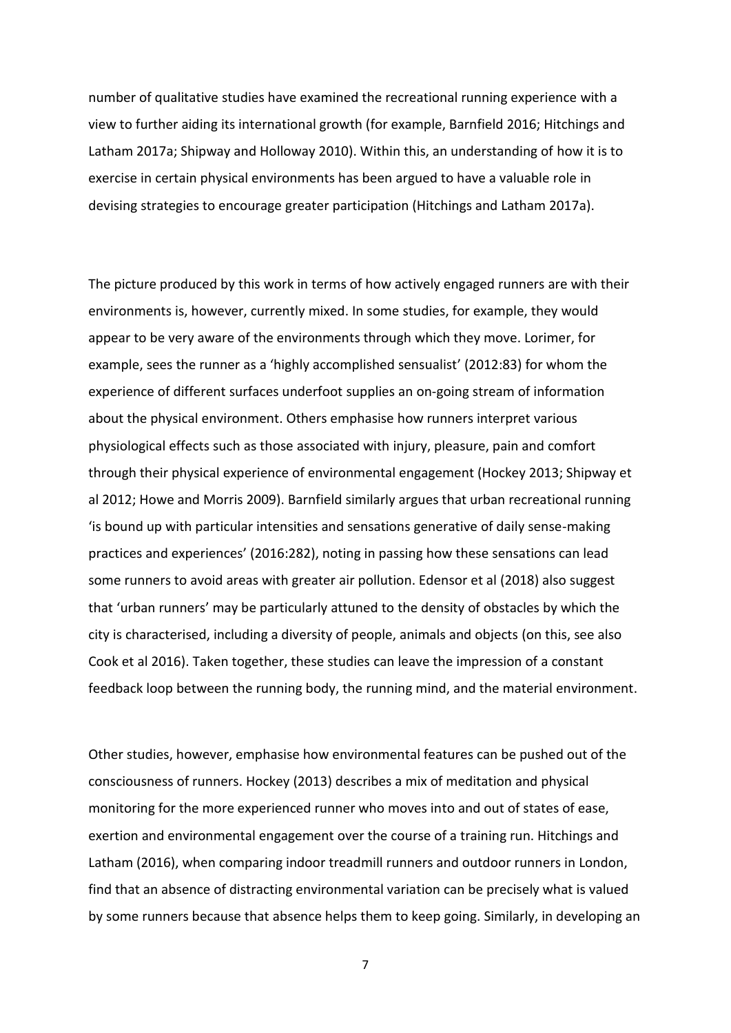number of qualitative studies have examined the recreational running experience with a view to further aiding its international growth (for example, Barnfield 2016; Hitchings and Latham 2017a; Shipway and Holloway 2010). Within this, an understanding of how it is to exercise in certain physical environments has been argued to have a valuable role in devising strategies to encourage greater participation (Hitchings and Latham 2017a).

The picture produced by this work in terms of how actively engaged runners are with their environments is, however, currently mixed. In some studies, for example, they would appear to be very aware of the environments through which they move. Lorimer, for example, sees the runner as a 'highly accomplished sensualist' (2012:83) for whom the experience of different surfaces underfoot supplies an on-going stream of information about the physical environment. Others emphasise how runners interpret various physiological effects such as those associated with injury, pleasure, pain and comfort through their physical experience of environmental engagement (Hockey 2013; Shipway et al 2012; Howe and Morris 2009). Barnfield similarly argues that urban recreational running 'is bound up with particular intensities and sensations generative of daily sense-making practices and experiences' (2016:282), noting in passing how these sensations can lead some runners to avoid areas with greater air pollution. Edensor et al (2018) also suggest that 'urban runners' may be particularly attuned to the density of obstacles by which the city is characterised, including a diversity of people, animals and objects (on this, see also Cook et al 2016). Taken together, these studies can leave the impression of a constant feedback loop between the running body, the running mind, and the material environment.

Other studies, however, emphasise how environmental features can be pushed out of the consciousness of runners. Hockey (2013) describes a mix of meditation and physical monitoring for the more experienced runner who moves into and out of states of ease, exertion and environmental engagement over the course of a training run. Hitchings and Latham (2016), when comparing indoor treadmill runners and outdoor runners in London, find that an absence of distracting environmental variation can be precisely what is valued by some runners because that absence helps them to keep going. Similarly, in developing an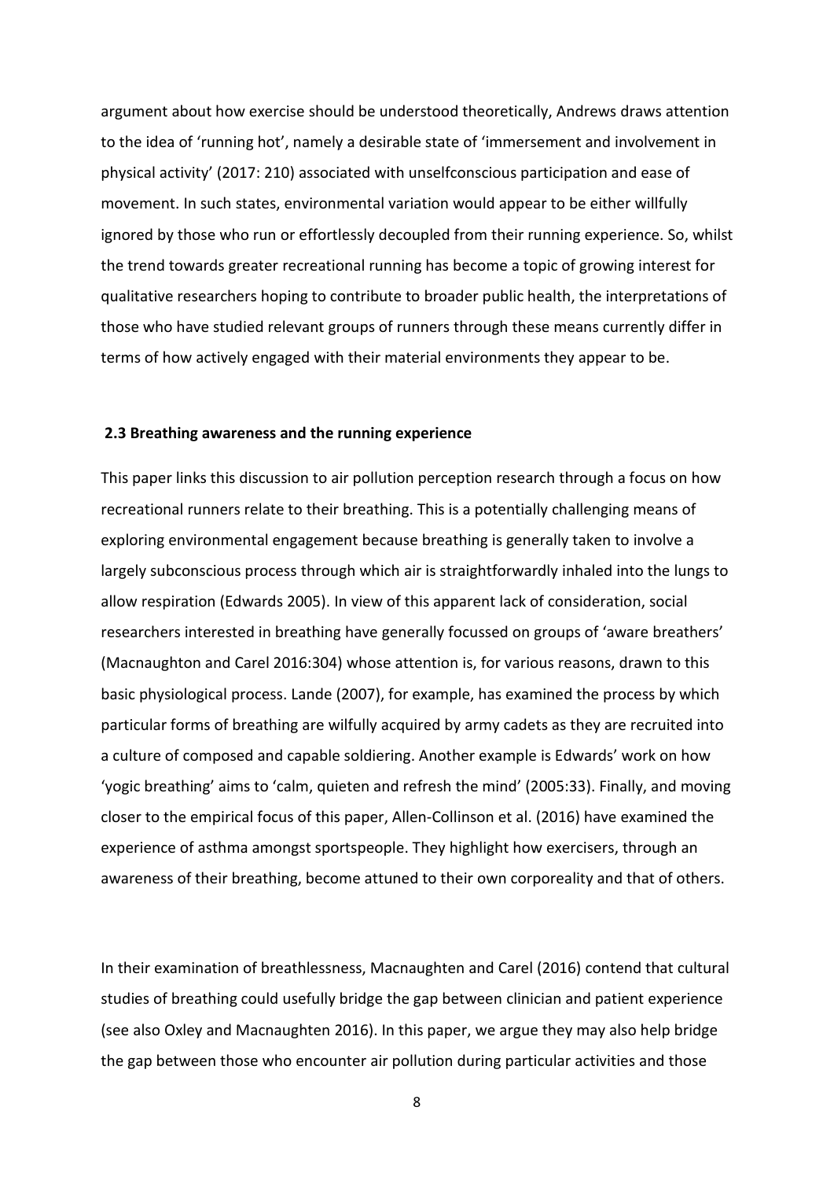argument about how exercise should be understood theoretically, Andrews draws attention to the idea of 'running hot', namely a desirable state of 'immersement and involvement in physical activity' (2017: 210) associated with unselfconscious participation and ease of movement. In such states, environmental variation would appear to be either willfully ignored by those who run or effortlessly decoupled from their running experience. So, whilst the trend towards greater recreational running has become a topic of growing interest for qualitative researchers hoping to contribute to broader public health, the interpretations of those who have studied relevant groups of runners through these means currently differ in terms of how actively engaged with their material environments they appear to be.

### 2.3 Breathing awareness and the running experience

This paper links this discussion to air pollution perception research through a focus on how recreational runners relate to their breathing. This is a potentially challenging means of exploring environmental engagement because breathing is generally taken to involve a largely subconscious process through which air is straightforwardly inhaled into the lungs to allow respiration (Edwards 2005). In view of this apparent lack of consideration, social researchers interested in breathing have generally focussed on groups of 'aware breathers' (Macnaughton and Carel 2016:304) whose attention is, for various reasons, drawn to this basic physiological process. Lande (2007), for example, has examined the process by which particular forms of breathing are wilfully acquired by army cadets as they are recruited into a culture of composed and capable soldiering. Another example is Edwards' work on how 'yogic breathing' aims to 'calm, quieten and refresh the mind' (2005:33). Finally, and moving closer to the empirical focus of this paper, Allen-Collinson et al. (2016) have examined the experience of asthma amongst sportspeople. They highlight how exercisers, through an awareness of their breathing, become attuned to their own corporeality and that of others.

In their examination of breathlessness, Macnaughten and Carel (2016) contend that cultural studies of breathing could usefully bridge the gap between clinician and patient experience (see also Oxley and Macnaughten 2016). In this paper, we argue they may also help bridge the gap between those who encounter air pollution during particular activities and those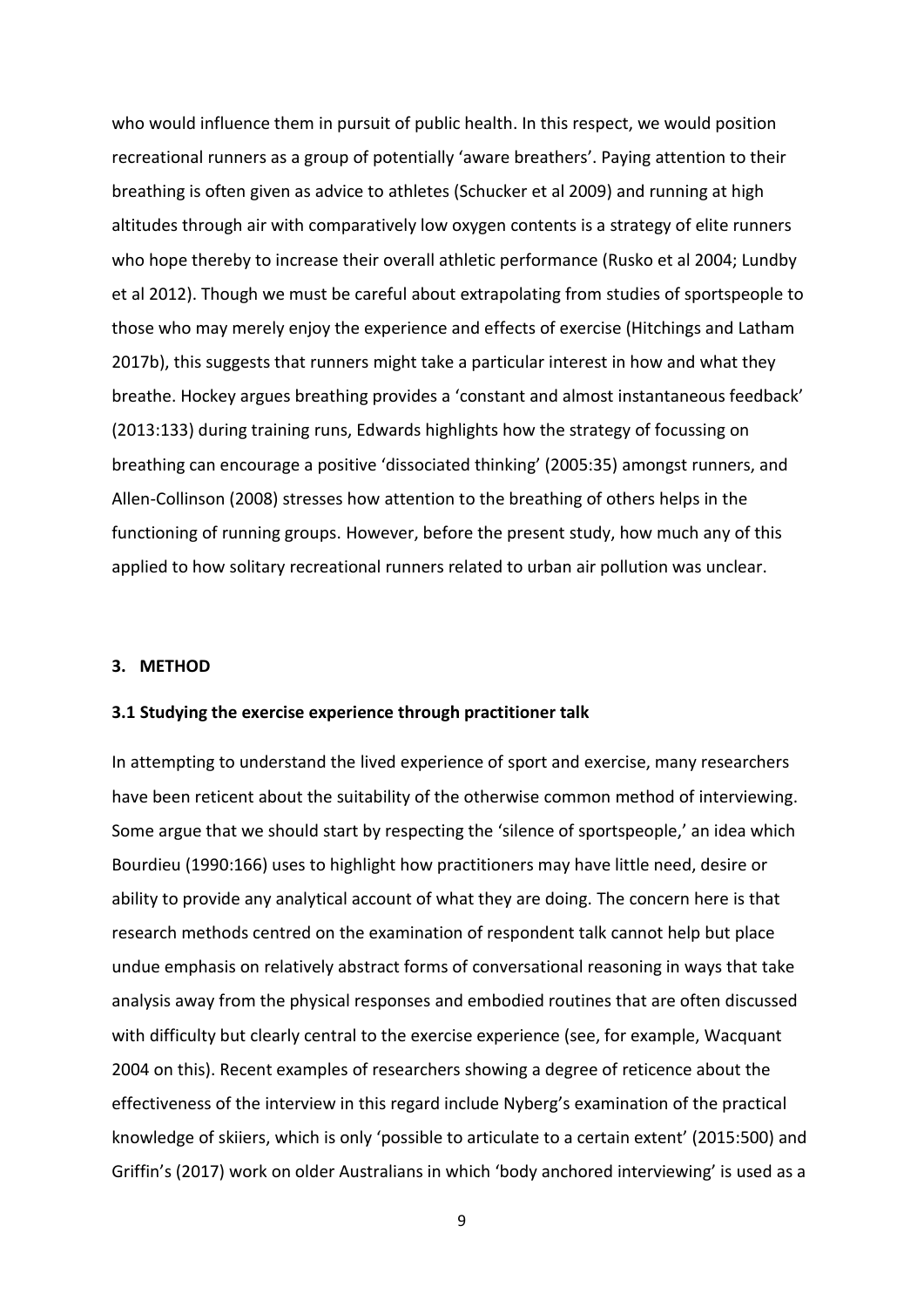who would influence them in pursuit of public health. In this respect, we would position recreational runners as a group of potentially 'aware breathers'. Paying attention to their breathing is often given as advice to athletes (Schucker et al 2009) and running at high altitudes through air with comparatively low oxygen contents is a strategy of elite runners who hope thereby to increase their overall athletic performance (Rusko et al 2004; Lundby et al 2012). Though we must be careful about extrapolating from studies of sportspeople to those who may merely enjoy the experience and effects of exercise (Hitchings and Latham 2017b), this suggests that runners might take a particular interest in how and what they breathe. Hockey argues breathing provides a 'constant and almost instantaneous feedback' (2013:133) during training runs, Edwards highlights how the strategy of focussing on breathing can encourage a positive 'dissociated thinking' (2005:35) amongst runners, and Allen-Collinson (2008) stresses how attention to the breathing of others helps in the functioning of running groups. However, before the present study, how much any of this applied to how solitary recreational runners related to urban air pollution was unclear.

## 3. METHOD

### 3.1 Studying the exercise experience through practitioner talk

In attempting to understand the lived experience of sport and exercise, many researchers have been reticent about the suitability of the otherwise common method of interviewing. Some argue that we should start by respecting the 'silence of sportspeople,' an idea which Bourdieu (1990:166) uses to highlight how practitioners may have little need, desire or ability to provide any analytical account of what they are doing. The concern here is that research methods centred on the examination of respondent talk cannot help but place undue emphasis on relatively abstract forms of conversational reasoning in ways that take analysis away from the physical responses and embodied routines that are often discussed with difficulty but clearly central to the exercise experience (see, for example, Wacquant 2004 on this). Recent examples of researchers showing a degree of reticence about the effectiveness of the interview in this regard include Nyberg's examination of the practical knowledge of skiiers, which is only 'possible to articulate to a certain extent' (2015:500) and Griffin's (2017) work on older Australians in which 'body anchored interviewing' is used as a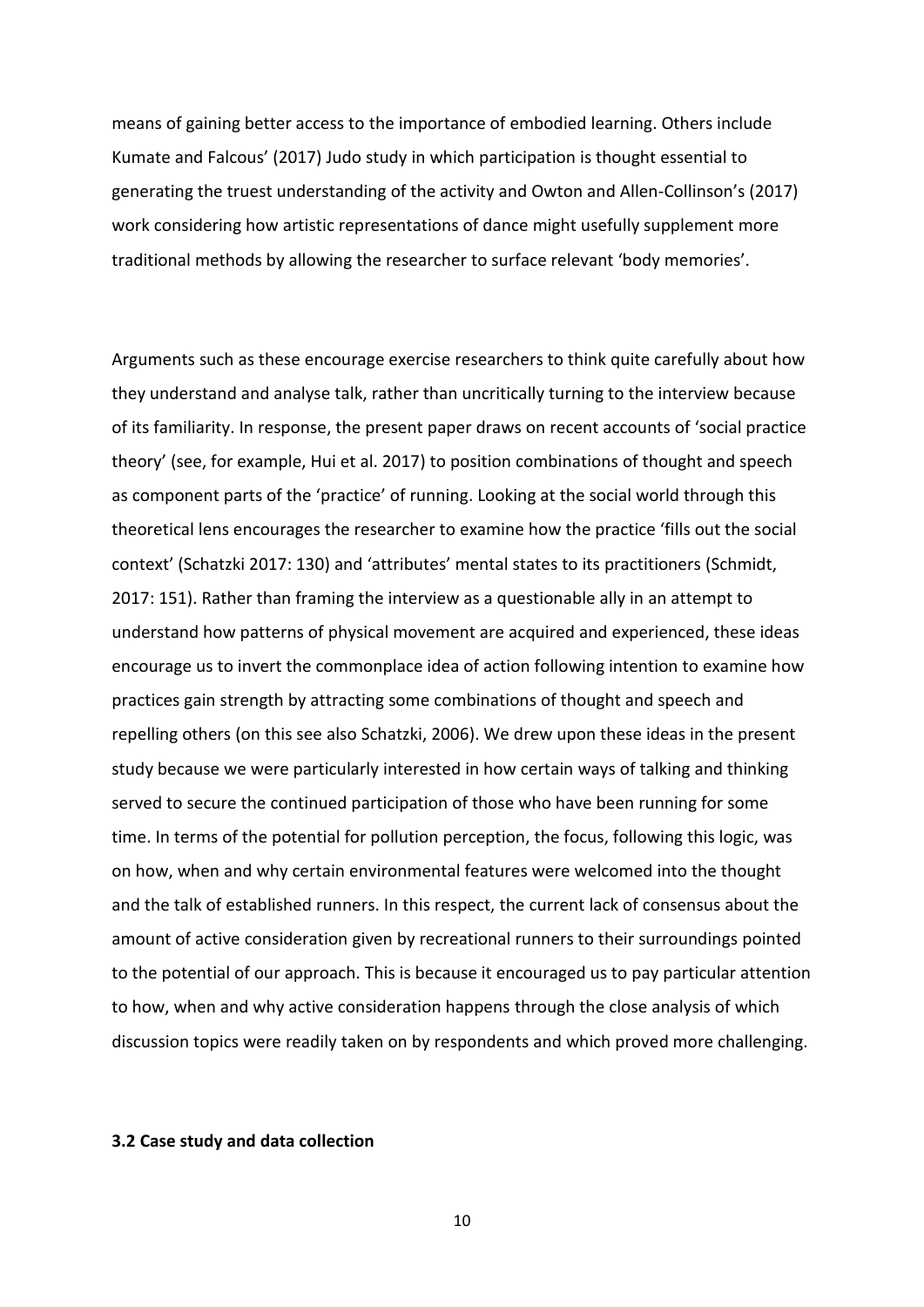means of gaining better access to the importance of embodied learning. Others include Kumate and Falcous' (2017) Judo study in which participation is thought essential to generating the truest understanding of the activity and Owton and Allen-Collinson's (2017) work considering how artistic representations of dance might usefully supplement more traditional methods by allowing the researcher to surface relevant 'body memories'.

Arguments such as these encourage exercise researchers to think quite carefully about how they understand and analyse talk, rather than uncritically turning to the interview because of its familiarity. In response, the present paper draws on recent accounts of 'social practice theory' (see, for example, Hui et al. 2017) to position combinations of thought and speech as component parts of the 'practice' of running. Looking at the social world through this theoretical lens encourages the researcher to examine how the practice 'fills out the social context' (Schatzki 2017: 130) and 'attributes' mental states to its practitioners (Schmidt, 2017: 151). Rather than framing the interview as a questionable ally in an attempt to understand how patterns of physical movement are acquired and experienced, these ideas encourage us to invert the commonplace idea of action following intention to examine how practices gain strength by attracting some combinations of thought and speech and repelling others (on this see also Schatzki, 2006). We drew upon these ideas in the present study because we were particularly interested in how certain ways of talking and thinking served to secure the continued participation of those who have been running for some time. In terms of the potential for pollution perception, the focus, following this logic, was on how, when and why certain environmental features were welcomed into the thought and the talk of established runners. In this respect, the current lack of consensus about the amount of active consideration given by recreational runners to their surroundings pointed to the potential of our approach. This is because it encouraged us to pay particular attention to how, when and why active consideration happens through the close analysis of which discussion topics were readily taken on by respondents and which proved more challenging.

### 3.2 Case study and data collection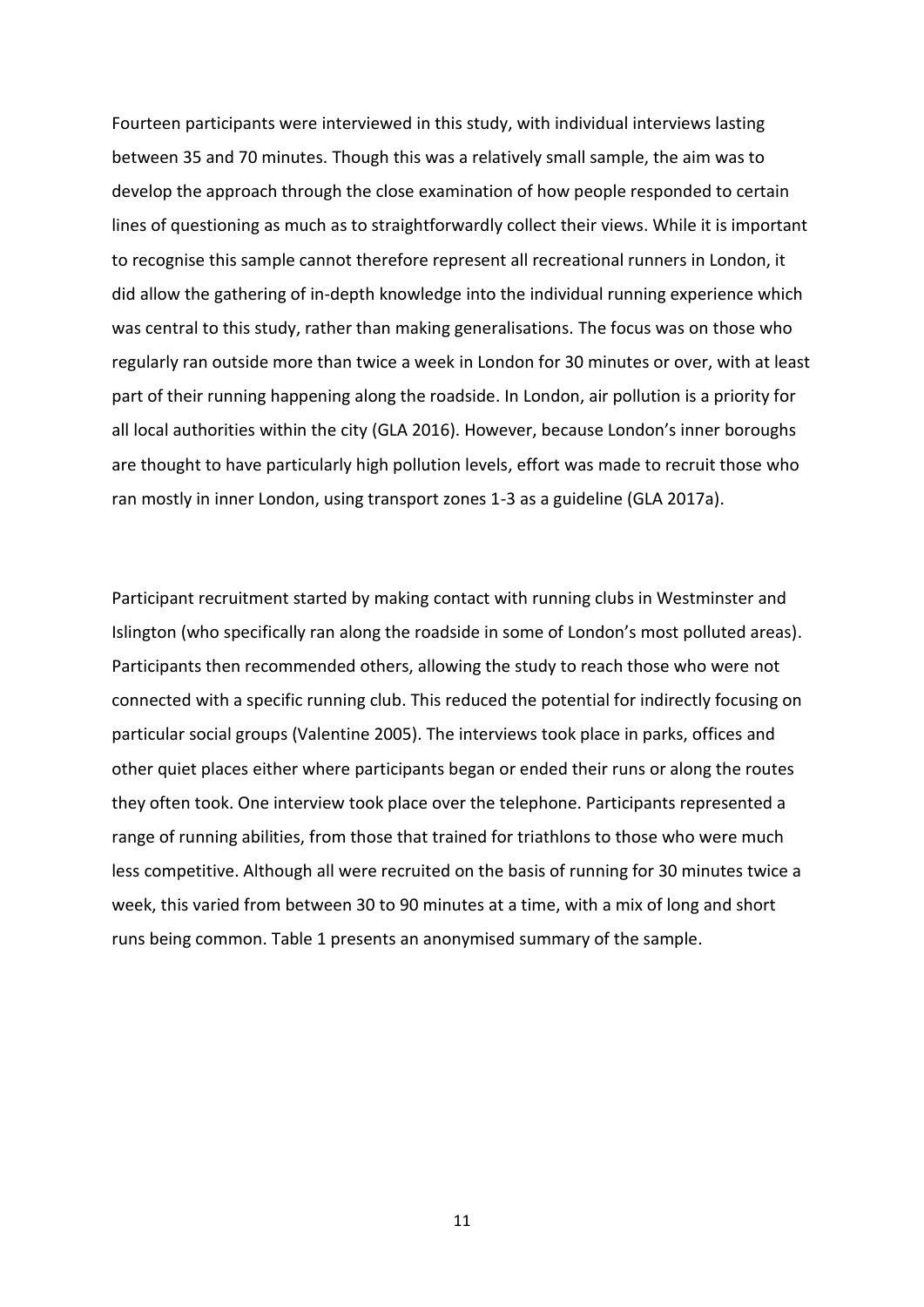Fourteen participants were interviewed in this study, with individual interviews lasting between 35 and 70 minutes. Though this was a relatively small sample, the aim was to develop the approach through the close examination of how people responded to certain lines of questioning as much as to straightforwardly collect their views. While it is important to recognise this sample cannot therefore represent all recreational runners in London, it did allow the gathering of in-depth knowledge into the individual running experience which was central to this study, rather than making generalisations. The focus was on those who regularly ran outside more than twice a week in London for 30 minutes or over, with at least part of their running happening along the roadside. In London, air pollution is a priority for all local authorities within the city (GLA 2016). However, because London's inner boroughs are thought to have particularly high pollution levels, effort was made to recruit those who ran mostly in inner London, using transport zones 1-3 as a guideline (GLA 2017a).

Participant recruitment started by making contact with running clubs in Westminster and Islington (who specifically ran along the roadside in some of London's most polluted areas). Participants then recommended others, allowing the study to reach those who were not connected with a specific running club. This reduced the potential for indirectly focusing on particular social groups (Valentine 2005). The interviews took place in parks, offices and other quiet places either where participants began or ended their runs or along the routes they often took. One interview took place over the telephone. Participants represented a range of running abilities, from those that trained for triathlons to those who were much less competitive. Although all were recruited on the basis of running for 30 minutes twice a week, this varied from between 30 to 90 minutes at a time, with a mix of long and short runs being common. Table 1 presents an anonymised summary of the sample.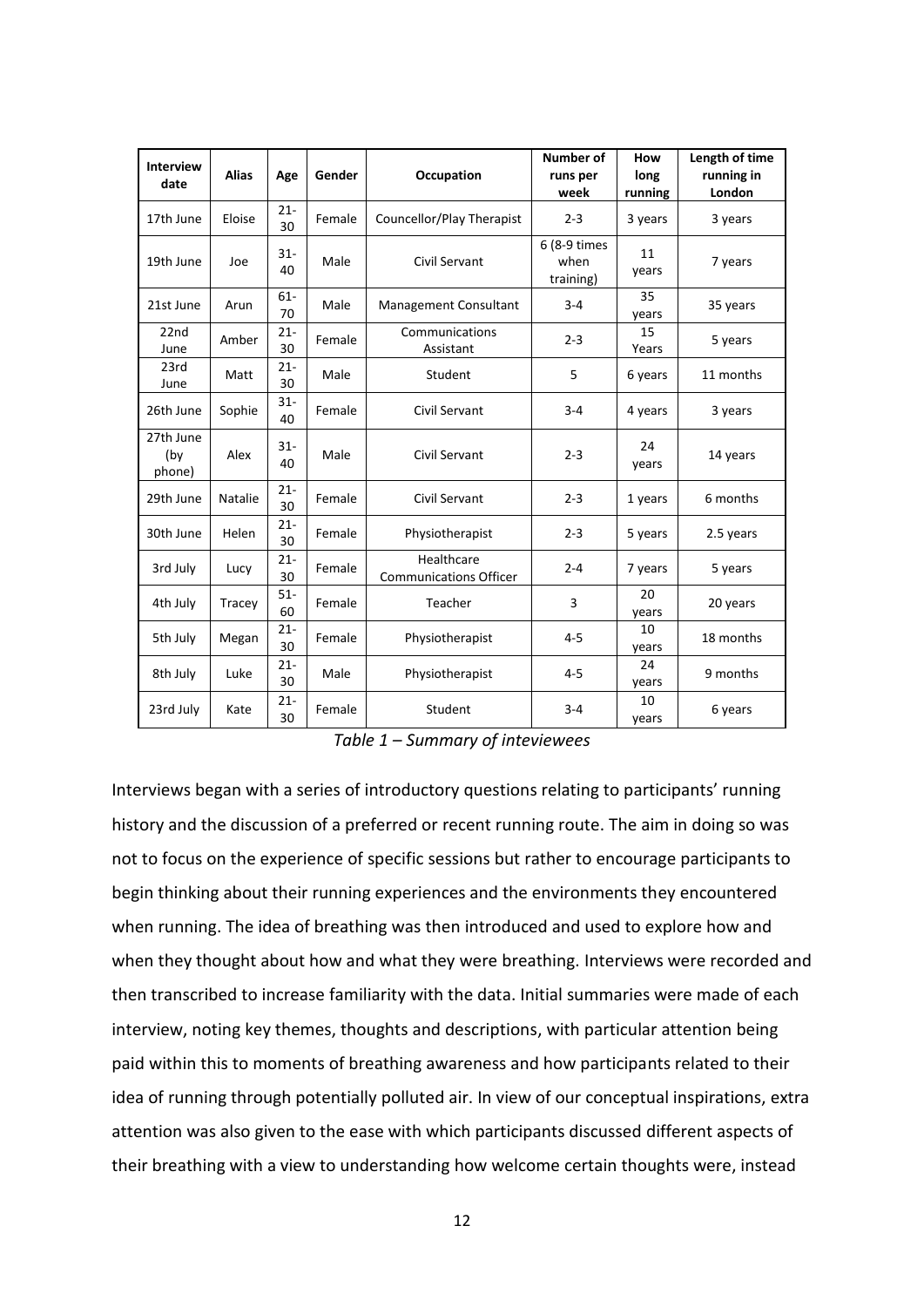| Interview date | Alias | Age | Gender | Occupation | Number of runs per week | How long running | Length of time running in London |
|---|---|---|---|---|---|---|---|
| 17th June | Eloise | 21-30 | Female | Councellor/Play Therapist | 2-3 | 3 years | 3 years |
| 19th June | Joe | 31-40 | Male | Civil Servant | 6 (8-9 times when training) | 11 years | 7 years |
| 21st June | Arun | 61-70 | Male | Management Consultant | 3-4 | 35 years | 35 years |
| 22nd June | Amber | 21-30 | Female | Communications Assistant | 2-3 | 15 Years | 5 years |
| 23rd June | Matt | 21-30 | Male | Student | 5 | 6 years | 11 months |
| 26th June | Sophie | 31-40 | Female | Civil Servant | 3-4 | 4 years | 3 years |
| 27th June (by phone) | Alex | 31-40 | Male | Civil Servant | 2-3 | 24 years | 14 years |
| 29th June | Natalie | 21-30 | Female | Civil Servant | 2-3 | 1 years | 6 months |
| 30th June | Helen | 21-30 | Female | Physiotherapist | 2-3 | 5 years | 2.5 years |
| 3rd July | Lucy | 21-30 | Female | Healthcare Communications Officer | 2-4 | 7 years | 5 years |
| 4th July | Tracey | 51-60 | Female | Teacher | 3 | 20 years | 20 years |
| 5th July | Megan | 21-30 | Female | Physiotherapist | 4-5 | 10 years | 18 months |
| 8th July | Luke | 21-30 | Male | Physiotherapist | 4-5 | 24 years | 9 months |
| 23rd July | Kate | 21-30 | Female | Student | 3-4 | 10 years | 6 years |

*Table 1 – Summary of inteviewees*

Interviews began with a series of introductory questions relating to participants' running history and the discussion of a preferred or recent running route. The aim in doing so was not to focus on the experience of specific sessions but rather to encourage participants to begin thinking about their running experiences and the environments they encountered when running. The idea of breathing was then introduced and used to explore how and when they thought about how and what they were breathing. Interviews were recorded and then transcribed to increase familiarity with the data. Initial summaries were made of each interview, noting key themes, thoughts and descriptions, with particular attention being paid within this to moments of breathing awareness and how participants related to their idea of running through potentially polluted air. In view of our conceptual inspirations, extra attention was also given to the ease with which participants discussed different aspects of their breathing with a view to understanding how welcome certain thoughts were, instead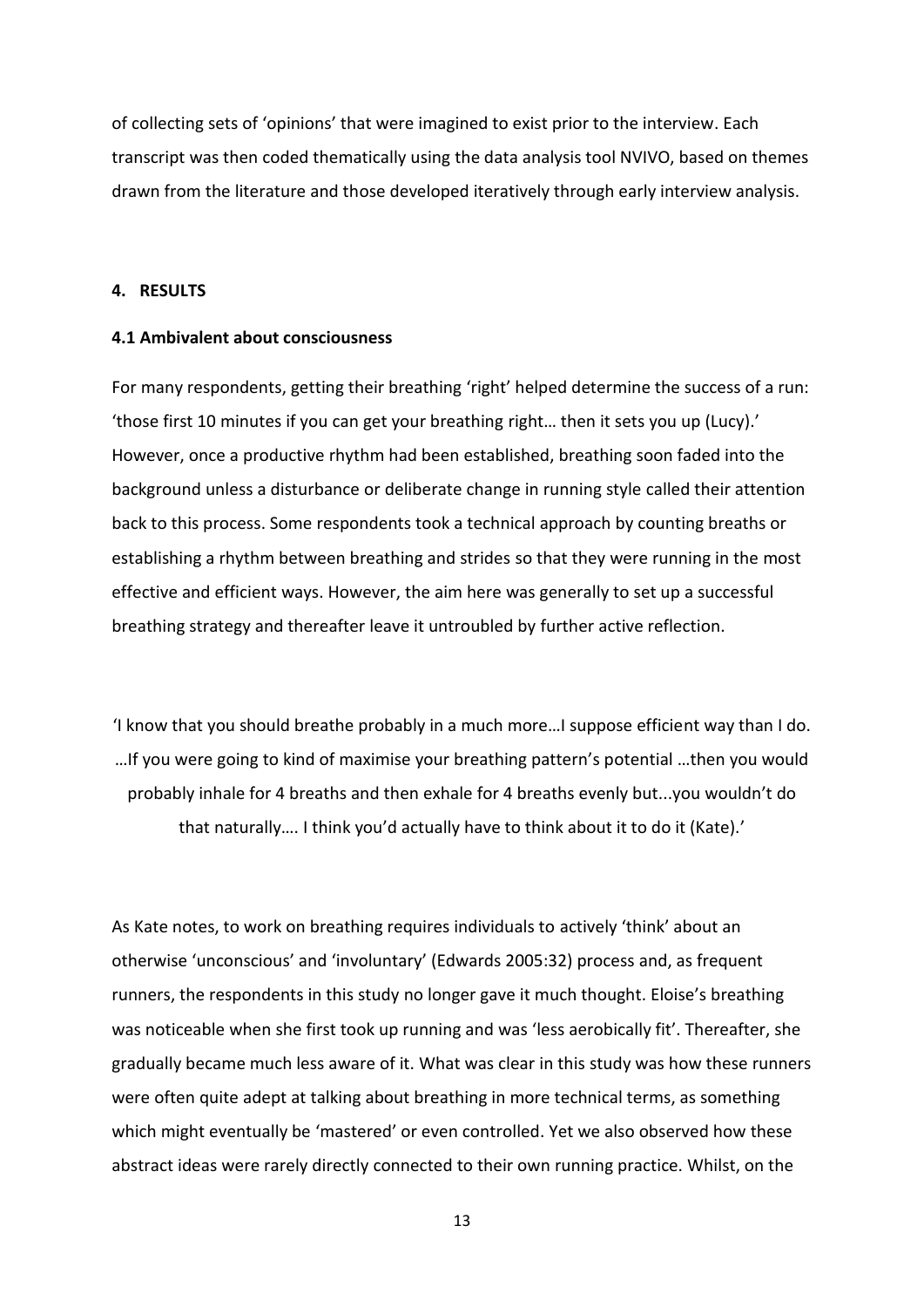of collecting sets of 'opinions' that were imagined to exist prior to the interview. Each transcript was then coded thematically using the data analysis tool NVIVO, based on themes drawn from the literature and those developed iteratively through early interview analysis.

## 4. RESULTS

### 4.1 Ambivalent about consciousness

For many respondents, getting their breathing 'right' helped determine the success of a run: 'those first 10 minutes if you can get your breathing right… then it sets you up (Lucy).' However, once a productive rhythm had been established, breathing soon faded into the background unless a disturbance or deliberate change in running style called their attention back to this process. Some respondents took a technical approach by counting breaths or establishing a rhythm between breathing and strides so that they were running in the most effective and efficient ways. However, the aim here was generally to set up a successful breathing strategy and thereafter leave it untroubled by further active reflection.

> 'I know that you should breathe probably in a much more…I suppose efficient way than I do. …If you were going to kind of maximise your breathing pattern's potential …then you would probably inhale for 4 breaths and then exhale for 4 breaths evenly but...you wouldn't do that naturally…. I think you'd actually have to think about it to do it (Kate).'

As Kate notes, to work on breathing requires individuals to actively 'think' about an otherwise 'unconscious' and 'involuntary' (Edwards 2005:32) process and, as frequent runners, the respondents in this study no longer gave it much thought. Eloise's breathing was noticeable when she first took up running and was 'less aerobically fit'. Thereafter, she gradually became much less aware of it. What was clear in this study was how these runners were often quite adept at talking about breathing in more technical terms, as something which might eventually be 'mastered' or even controlled. Yet we also observed how these abstract ideas were rarely directly connected to their own running practice. Whilst, on the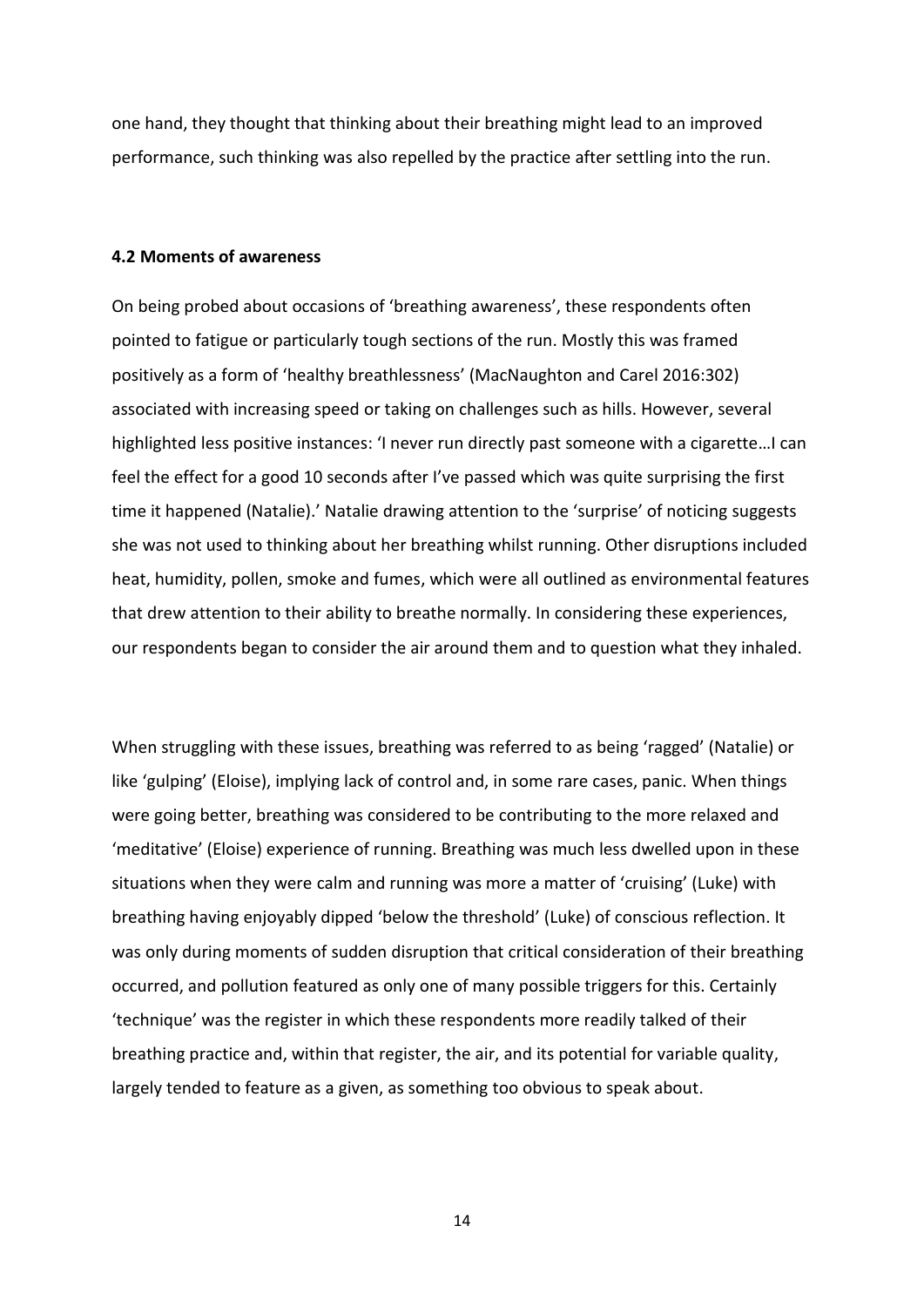one hand, they thought that thinking about their breathing might lead to an improved performance, such thinking was also repelled by the practice after settling into the run.

### 4.2 Moments of awareness

On being probed about occasions of 'breathing awareness', these respondents often pointed to fatigue or particularly tough sections of the run. Mostly this was framed positively as a form of 'healthy breathlessness' (MacNaughton and Carel 2016:302) associated with increasing speed or taking on challenges such as hills. However, several highlighted less positive instances: 'I never run directly past someone with a cigarette…I can feel the effect for a good 10 seconds after I've passed which was quite surprising the first time it happened (Natalie).' Natalie drawing attention to the 'surprise' of noticing suggests she was not used to thinking about her breathing whilst running. Other disruptions included heat, humidity, pollen, smoke and fumes, which were all outlined as environmental features that drew attention to their ability to breathe normally. In considering these experiences, our respondents began to consider the air around them and to question what they inhaled.

When struggling with these issues, breathing was referred to as being 'ragged' (Natalie) or like 'gulping' (Eloise), implying lack of control and, in some rare cases, panic. When things were going better, breathing was considered to be contributing to the more relaxed and 'meditative' (Eloise) experience of running. Breathing was much less dwelled upon in these situations when they were calm and running was more a matter of 'cruising' (Luke) with breathing having enjoyably dipped 'below the threshold' (Luke) of conscious reflection. It was only during moments of sudden disruption that critical consideration of their breathing occurred, and pollution featured as only one of many possible triggers for this. Certainly 'technique' was the register in which these respondents more readily talked of their breathing practice and, within that register, the air, and its potential for variable quality, largely tended to feature as a given, as something too obvious to speak about.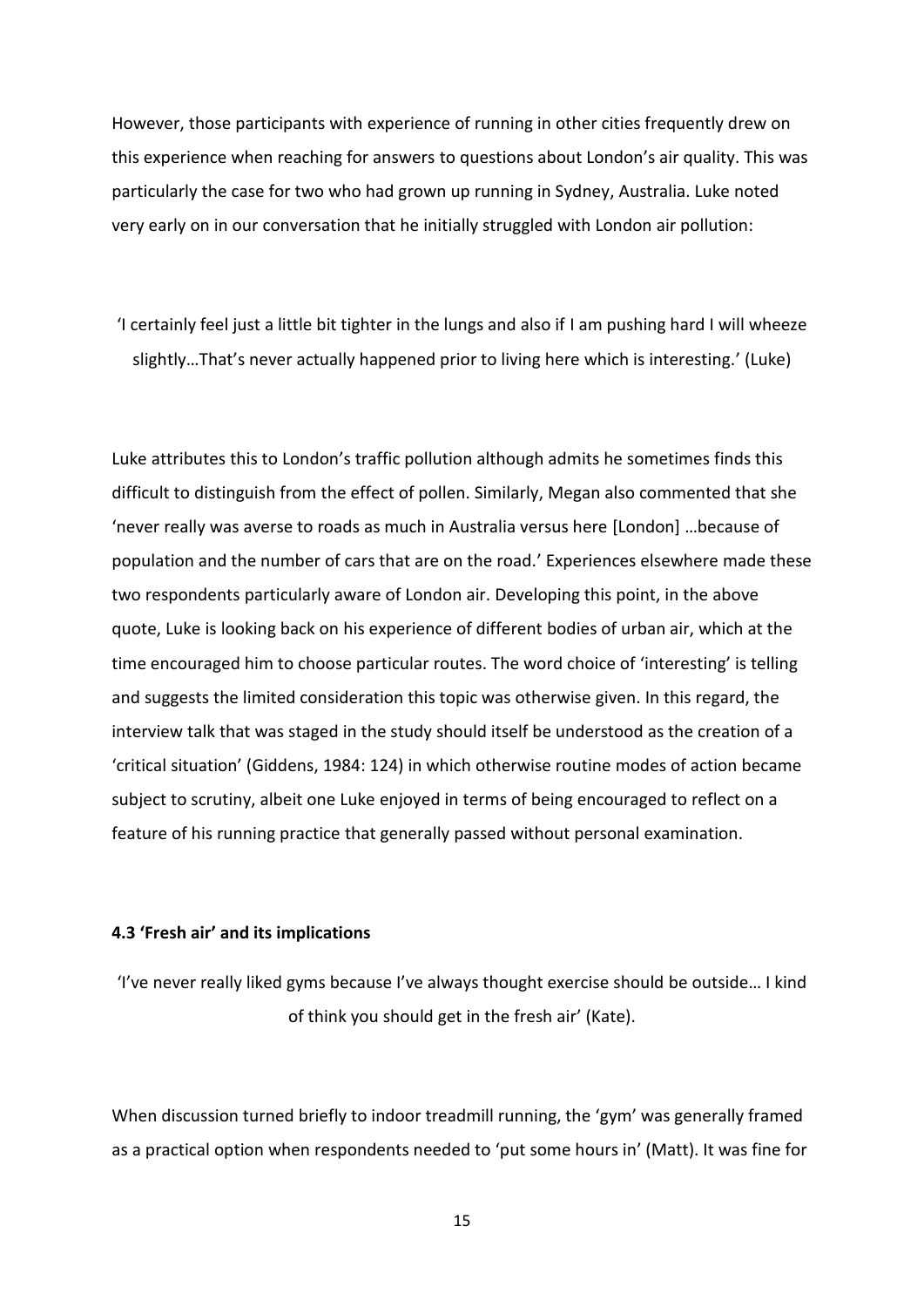However, those participants with experience of running in other cities frequently drew on this experience when reaching for answers to questions about London's air quality. This was particularly the case for two who had grown up running in Sydney, Australia. Luke noted very early on in our conversation that he initially struggled with London air pollution:

> 'I certainly feel just a little bit tighter in the lungs and also if I am pushing hard I will wheeze slightly…That's never actually happened prior to living here which is interesting.' (Luke)

Luke attributes this to London's traffic pollution although admits he sometimes finds this difficult to distinguish from the effect of pollen. Similarly, Megan also commented that she 'never really was averse to roads as much in Australia versus here [London] …because of population and the number of cars that are on the road.' Experiences elsewhere made these two respondents particularly aware of London air. Developing this point, in the above quote, Luke is looking back on his experience of different bodies of urban air, which at the time encouraged him to choose particular routes. The word choice of 'interesting' is telling and suggests the limited consideration this topic was otherwise given. In this regard, the interview talk that was staged in the study should itself be understood as the creation of a 'critical situation' (Giddens, 1984: 124) in which otherwise routine modes of action became subject to scrutiny, albeit one Luke enjoyed in terms of being encouraged to reflect on a feature of his running practice that generally passed without personal examination.

### 4.3 'Fresh air' and its implications

> 'I've never really liked gyms because I've always thought exercise should be outside… I kind of think you should get in the fresh air' (Kate).

When discussion turned briefly to indoor treadmill running, the 'gym' was generally framed as a practical option when respondents needed to 'put some hours in' (Matt). It was fine for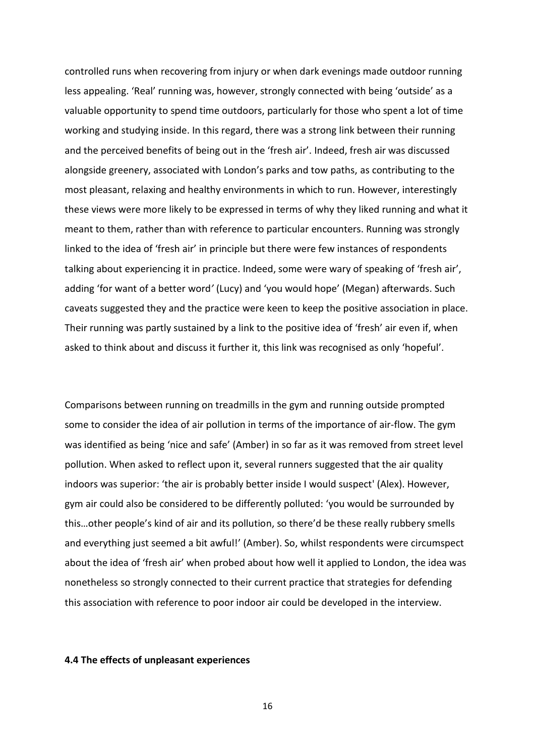controlled runs when recovering from injury or when dark evenings made outdoor running less appealing. 'Real' running was, however, strongly connected with being 'outside' as a valuable opportunity to spend time outdoors, particularly for those who spent a lot of time working and studying inside. In this regard, there was a strong link between their running and the perceived benefits of being out in the 'fresh air'. Indeed, fresh air was discussed alongside greenery, associated with London's parks and tow paths, as contributing to the most pleasant, relaxing and healthy environments in which to run. However, interestingly these views were more likely to be expressed in terms of why they liked running and what it meant to them, rather than with reference to particular encounters. Running was strongly linked to the idea of 'fresh air' in principle but there were few instances of respondents talking about experiencing it in practice. Indeed, some were wary of speaking of 'fresh air', adding 'for want of a better word' (Lucy) and 'you would hope' (Megan) afterwards. Such caveats suggested they and the practice were keen to keep the positive association in place. Their running was partly sustained by a link to the positive idea of 'fresh' air even if, when asked to think about and discuss it further it, this link was recognised as only 'hopeful'.

Comparisons between running on treadmills in the gym and running outside prompted some to consider the idea of air pollution in terms of the importance of air-flow. The gym was identified as being 'nice and safe' (Amber) in so far as it was removed from street level pollution. When asked to reflect upon it, several runners suggested that the air quality indoors was superior: 'the air is probably better inside I would suspect' (Alex). However, gym air could also be considered to be differently polluted: 'you would be surrounded by this…other people's kind of air and its pollution, so there'd be these really rubbery smells and everything just seemed a bit awful!' (Amber). So, whilst respondents were circumspect about the idea of 'fresh air' when probed about how well it applied to London, the idea was nonetheless so strongly connected to their current practice that strategies for defending this association with reference to poor indoor air could be developed in the interview.

#### 4.4 The effects of unpleasant experiences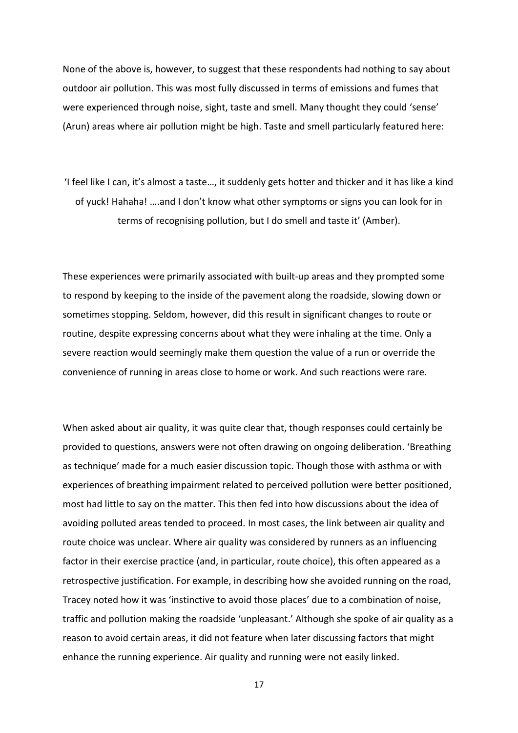None of the above is, however, to suggest that these respondents had nothing to say about outdoor air pollution. This was most fully discussed in terms of emissions and fumes that were experienced through noise, sight, taste and smell. Many thought they could 'sense' (Arun) areas where air pollution might be high. Taste and smell particularly featured here:

> 'I feel like I can, it's almost a taste…, it suddenly gets hotter and thicker and it has like a kind of yuck! Hahaha! ….and I don't know what other symptoms or signs you can look for in terms of recognising pollution, but I do smell and taste it' (Amber).

These experiences were primarily associated with built-up areas and they prompted some to respond by keeping to the inside of the pavement along the roadside, slowing down or sometimes stopping. Seldom, however, did this result in significant changes to route or routine, despite expressing concerns about what they were inhaling at the time. Only a severe reaction would seemingly make them question the value of a run or override the convenience of running in areas close to home or work. And such reactions were rare.

When asked about air quality, it was quite clear that, though responses could certainly be provided to questions, answers were not often drawing on ongoing deliberation. 'Breathing as technique' made for a much easier discussion topic. Though those with asthma or with experiences of breathing impairment related to perceived pollution were better positioned, most had little to say on the matter. This then fed into how discussions about the idea of avoiding polluted areas tended to proceed. In most cases, the link between air quality and route choice was unclear. Where air quality was considered by runners as an influencing factor in their exercise practice (and, in particular, route choice), this often appeared as a retrospective justification. For example, in describing how she avoided running on the road, Tracey noted how it was 'instinctive to avoid those places' due to a combination of noise, traffic and pollution making the roadside 'unpleasant.' Although she spoke of air quality as a reason to avoid certain areas, it did not feature when later discussing factors that might enhance the running experience. Air quality and running were not easily linked.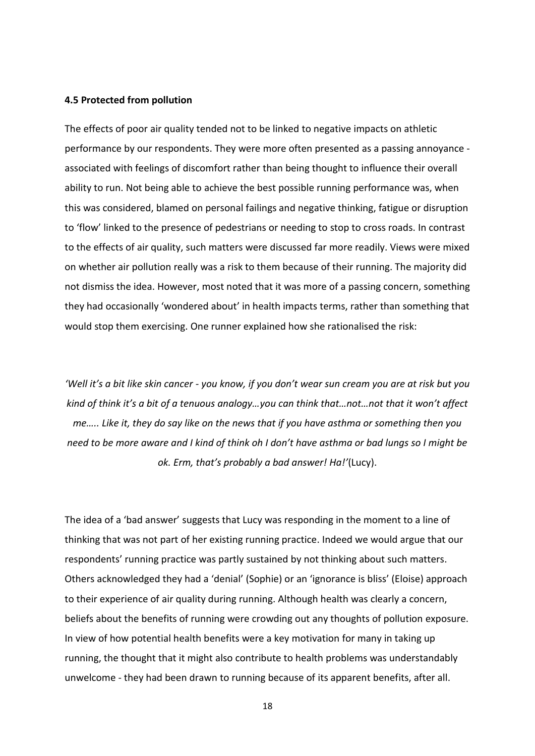**4.5 Protected from pollution**

The effects of poor air quality tended not to be linked to negative impacts on athletic performance by our respondents. They were more often presented as a passing annoyance - associated with feelings of discomfort rather than being thought to influence their overall ability to run. Not being able to achieve the best possible running performance was, when this was considered, blamed on personal failings and negative thinking, fatigue or disruption to 'flow' linked to the presence of pedestrians or needing to stop to cross roads. In contrast to the effects of air quality, such matters were discussed far more readily. Views were mixed on whether air pollution really was a risk to them because of their running. The majority did not dismiss the idea. However, most noted that it was more of a passing concern, something they had occasionally 'wondered about' in health impacts terms, rather than something that would stop them exercising. One runner explained how she rationalised the risk:

*'Well it's a bit like skin cancer - you know, if you don't wear sun cream you are at risk but you kind of think it's a bit of a tenuous analogy…you can think that…not…not that it won't affect me….. Like it, they do say like on the news that if you have asthma or something then you need to be more aware and I kind of think oh I don't have asthma or bad lungs so I might be ok. Erm, that's probably a bad answer! Ha!'*(Lucy).

The idea of a 'bad answer' suggests that Lucy was responding in the moment to a line of thinking that was not part of her existing running practice. Indeed we would argue that our respondents' running practice was partly sustained by not thinking about such matters. Others acknowledged they had a 'denial' (Sophie) or an 'ignorance is bliss' (Eloise) approach to their experience of air quality during running. Although health was clearly a concern, beliefs about the benefits of running were crowding out any thoughts of pollution exposure. In view of how potential health benefits were a key motivation for many in taking up running, the thought that it might also contribute to health problems was understandably unwelcome - they had been drawn to running because of its apparent benefits, after all.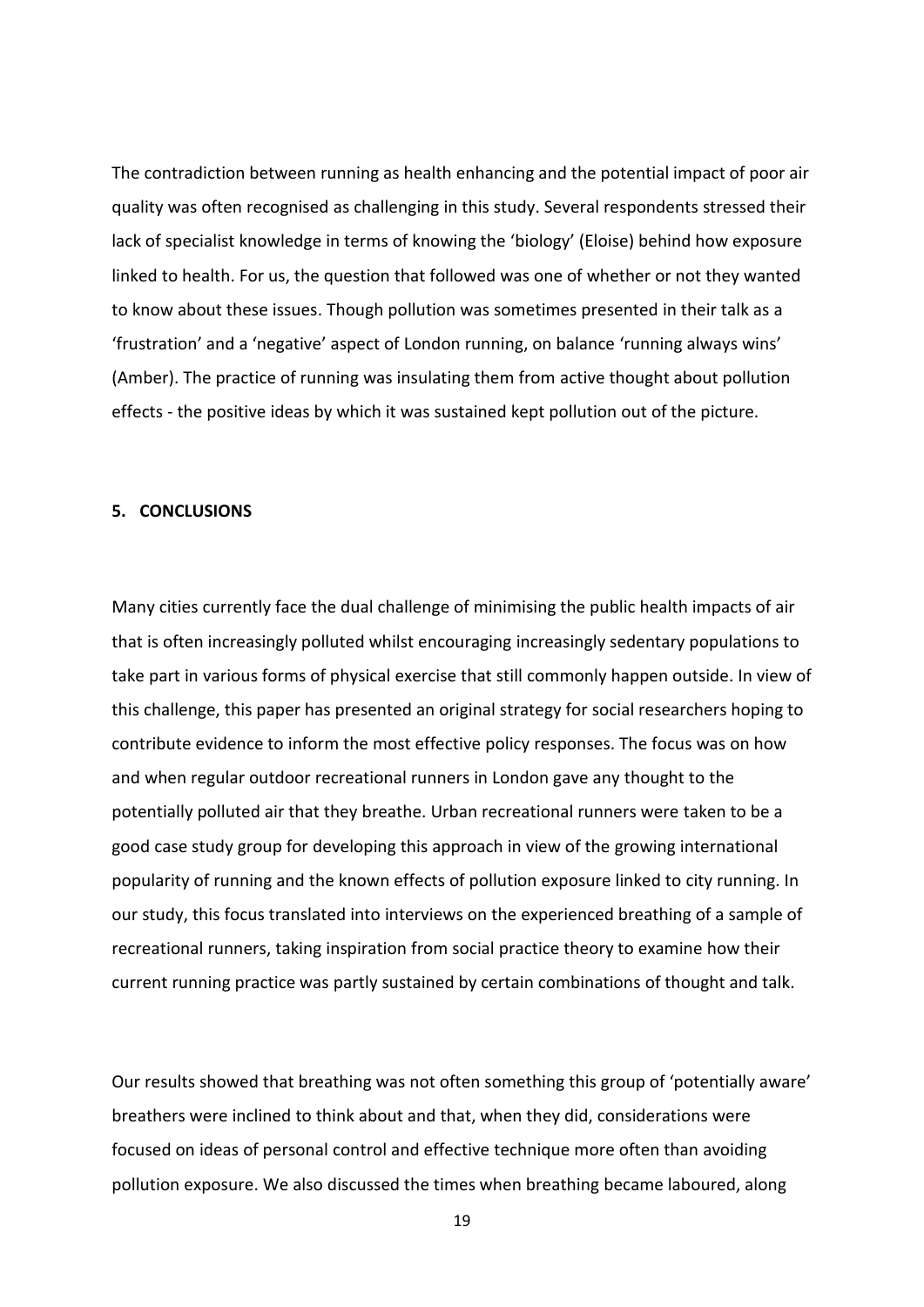The contradiction between running as health enhancing and the potential impact of poor air quality was often recognised as challenging in this study. Several respondents stressed their lack of specialist knowledge in terms of knowing the 'biology' (Eloise) behind how exposure linked to health. For us, the question that followed was one of whether or not they wanted to know about these issues. Though pollution was sometimes presented in their talk as a 'frustration' and a 'negative' aspect of London running, on balance 'running always wins' (Amber). The practice of running was insulating them from active thought about pollution effects - the positive ideas by which it was sustained kept pollution out of the picture.

## 5. CONCLUSIONS

Many cities currently face the dual challenge of minimising the public health impacts of air that is often increasingly polluted whilst encouraging increasingly sedentary populations to take part in various forms of physical exercise that still commonly happen outside. In view of this challenge, this paper has presented an original strategy for social researchers hoping to contribute evidence to inform the most effective policy responses. The focus was on how and when regular outdoor recreational runners in London gave any thought to the potentially polluted air that they breathe. Urban recreational runners were taken to be a good case study group for developing this approach in view of the growing international popularity of running and the known effects of pollution exposure linked to city running. In our study, this focus translated into interviews on the experienced breathing of a sample of recreational runners, taking inspiration from social practice theory to examine how their current running practice was partly sustained by certain combinations of thought and talk.

Our results showed that breathing was not often something this group of 'potentially aware' breathers were inclined to think about and that, when they did, considerations were focused on ideas of personal control and effective technique more often than avoiding pollution exposure. We also discussed the times when breathing became laboured, along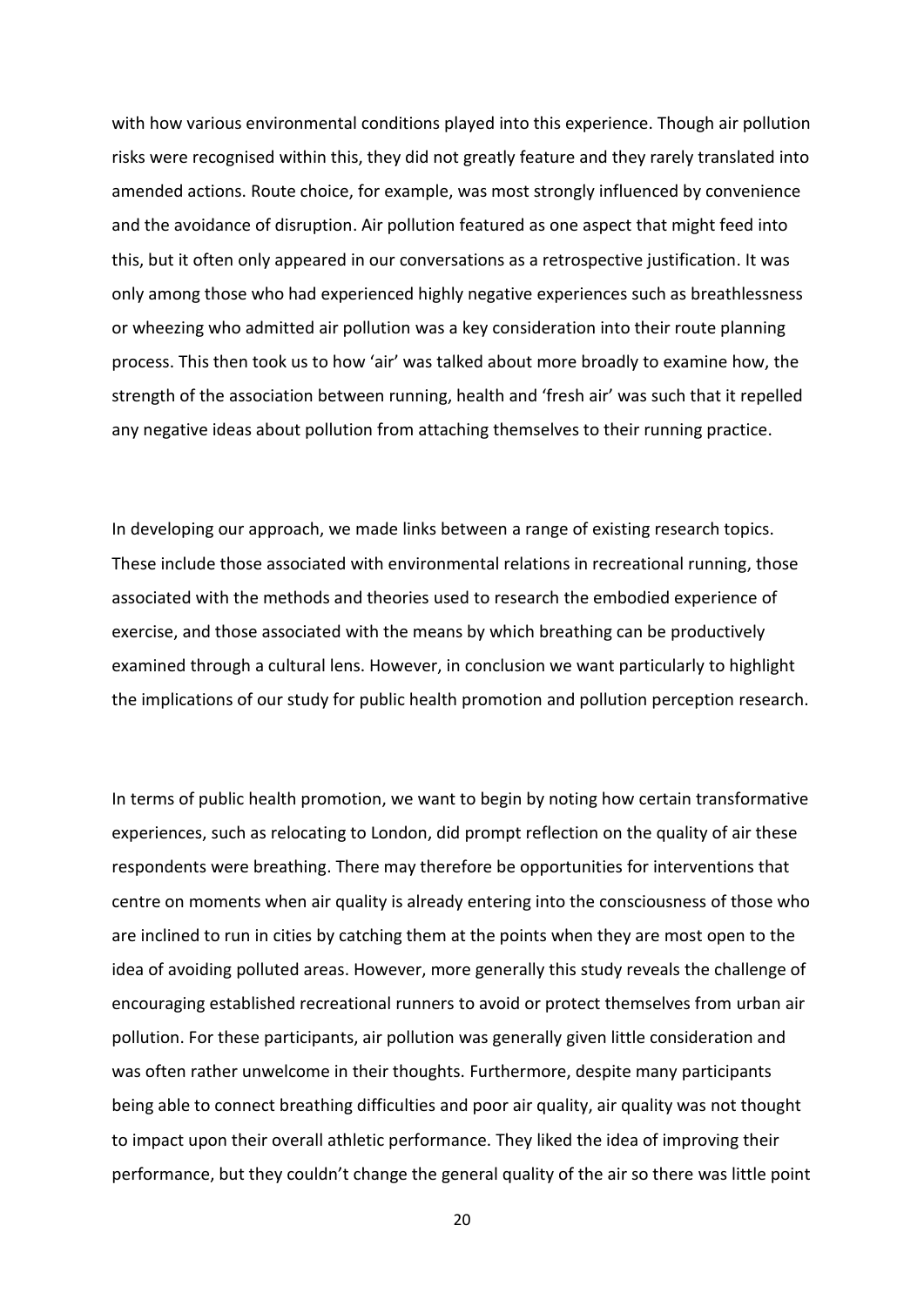with how various environmental conditions played into this experience. Though air pollution risks were recognised within this, they did not greatly feature and they rarely translated into amended actions. Route choice, for example, was most strongly influenced by convenience and the avoidance of disruption. Air pollution featured as one aspect that might feed into this, but it often only appeared in our conversations as a retrospective justification. It was only among those who had experienced highly negative experiences such as breathlessness or wheezing who admitted air pollution was a key consideration into their route planning process. This then took us to how 'air' was talked about more broadly to examine how, the strength of the association between running, health and 'fresh air' was such that it repelled any negative ideas about pollution from attaching themselves to their running practice.

In developing our approach, we made links between a range of existing research topics. These include those associated with environmental relations in recreational running, those associated with the methods and theories used to research the embodied experience of exercise, and those associated with the means by which breathing can be productively examined through a cultural lens. However, in conclusion we want particularly to highlight the implications of our study for public health promotion and pollution perception research.

In terms of public health promotion, we want to begin by noting how certain transformative experiences, such as relocating to London, did prompt reflection on the quality of air these respondents were breathing. There may therefore be opportunities for interventions that centre on moments when air quality is already entering into the consciousness of those who are inclined to run in cities by catching them at the points when they are most open to the idea of avoiding polluted areas. However, more generally this study reveals the challenge of encouraging established recreational runners to avoid or protect themselves from urban air pollution. For these participants, air pollution was generally given little consideration and was often rather unwelcome in their thoughts. Furthermore, despite many participants being able to connect breathing difficulties and poor air quality, air quality was not thought to impact upon their overall athletic performance. They liked the idea of improving their performance, but they couldn't change the general quality of the air so there was little point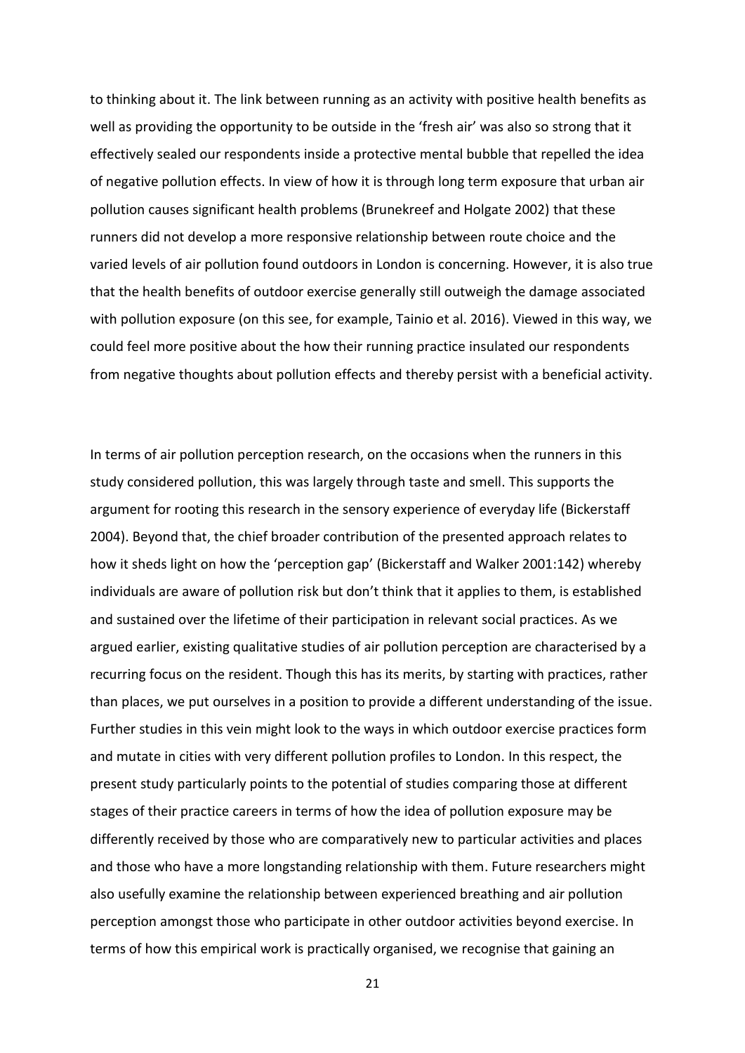to thinking about it. The link between running as an activity with positive health benefits as well as providing the opportunity to be outside in the 'fresh air' was also so strong that it effectively sealed our respondents inside a protective mental bubble that repelled the idea of negative pollution effects. In view of how it is through long term exposure that urban air pollution causes significant health problems (Brunekreef and Holgate 2002) that these runners did not develop a more responsive relationship between route choice and the varied levels of air pollution found outdoors in London is concerning. However, it is also true that the health benefits of outdoor exercise generally still outweigh the damage associated with pollution exposure (on this see, for example, Tainio et al. 2016). Viewed in this way, we could feel more positive about the how their running practice insulated our respondents from negative thoughts about pollution effects and thereby persist with a beneficial activity.

In terms of air pollution perception research, on the occasions when the runners in this study considered pollution, this was largely through taste and smell. This supports the argument for rooting this research in the sensory experience of everyday life (Bickerstaff 2004). Beyond that, the chief broader contribution of the presented approach relates to how it sheds light on how the 'perception gap' (Bickerstaff and Walker 2001:142) whereby individuals are aware of pollution risk but don't think that it applies to them, is established and sustained over the lifetime of their participation in relevant social practices. As we argued earlier, existing qualitative studies of air pollution perception are characterised by a recurring focus on the resident. Though this has its merits, by starting with practices, rather than places, we put ourselves in a position to provide a different understanding of the issue. Further studies in this vein might look to the ways in which outdoor exercise practices form and mutate in cities with very different pollution profiles to London. In this respect, the present study particularly points to the potential of studies comparing those at different stages of their practice careers in terms of how the idea of pollution exposure may be differently received by those who are comparatively new to particular activities and places and those who have a more longstanding relationship with them. Future researchers might also usefully examine the relationship between experienced breathing and air pollution perception amongst those who participate in other outdoor activities beyond exercise. In terms of how this empirical work is practically organised, we recognise that gaining an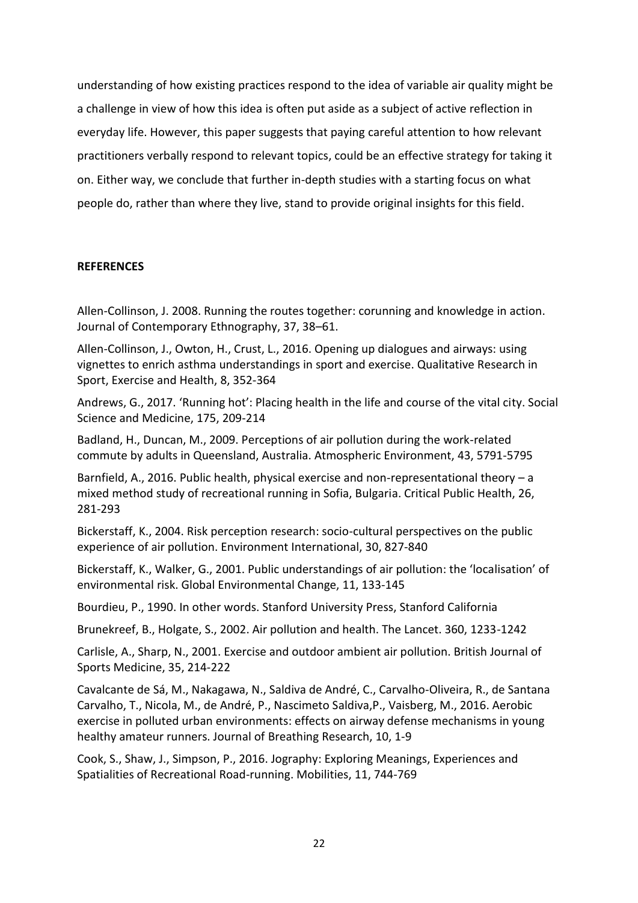understanding of how existing practices respond to the idea of variable air quality might be a challenge in view of how this idea is often put aside as a subject of active reflection in everyday life. However, this paper suggests that paying careful attention to how relevant practitioners verbally respond to relevant topics, could be an effective strategy for taking it on. Either way, we conclude that further in-depth studies with a starting focus on what people do, rather than where they live, stand to provide original insights for this field.

## REFERENCES

Allen-Collinson, J. 2008. Running the routes together: corunning and knowledge in action. Journal of Contemporary Ethnography, 37, 38–61.

Allen-Collinson, J., Owton, H., Crust, L., 2016. Opening up dialogues and airways: using vignettes to enrich asthma understandings in sport and exercise. Qualitative Research in Sport, Exercise and Health, 8, 352-364

Andrews, G., 2017. 'Running hot': Placing health in the life and course of the vital city. Social Science and Medicine, 175, 209-214

Badland, H., Duncan, M., 2009. Perceptions of air pollution during the work-related commute by adults in Queensland, Australia. Atmospheric Environment, 43, 5791-5795

Barnfield, A., 2016. Public health, physical exercise and non-representational theory – a mixed method study of recreational running in Sofia, Bulgaria. Critical Public Health, 26, 281-293

Bickerstaff, K., 2004. Risk perception research: socio-cultural perspectives on the public experience of air pollution. Environment International, 30, 827-840

Bickerstaff, K., Walker, G., 2001. Public understandings of air pollution: the 'localisation' of environmental risk. Global Environmental Change, 11, 133-145

Bourdieu, P., 1990. In other words. Stanford University Press, Stanford California

Brunekreef, B., Holgate, S., 2002. Air pollution and health. The Lancet. 360, 1233-1242

Carlisle, A., Sharp, N., 2001. Exercise and outdoor ambient air pollution. British Journal of Sports Medicine, 35, 214-222

Cavalcante de Sá, M., Nakagawa, N., Saldiva de André, C., Carvalho-Oliveira, R., de Santana Carvalho, T., Nicola, M., de André, P., Nascimeto Saldiva,P., Vaisberg, M., 2016. Aerobic exercise in polluted urban environments: effects on airway defense mechanisms in young healthy amateur runners. Journal of Breathing Research, 10, 1-9

Cook, S., Shaw, J., Simpson, P., 2016. Jography: Exploring Meanings, Experiences and Spatialities of Recreational Road-running. Mobilities, 11, 744-769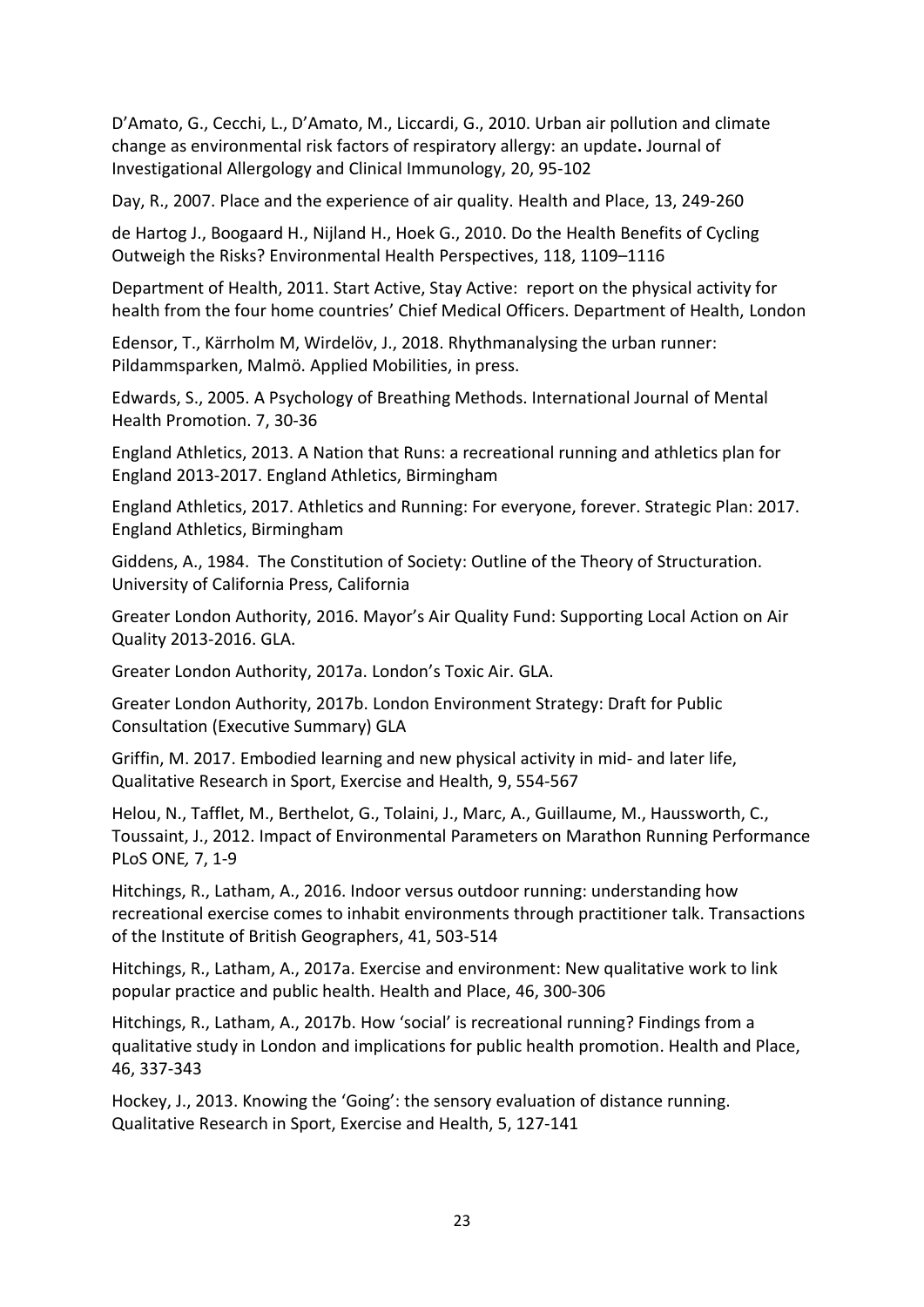D'Amato, G., Cecchi, L., D'Amato, M., Liccardi, G., 2010. Urban air pollution and climate change as environmental risk factors of respiratory allergy: an update**.** Journal of Investigational Allergology and Clinical Immunology, 20, 95-102

Day, R., 2007. Place and the experience of air quality. Health and Place, 13, 249-260

de Hartog J., Boogaard H., Nijland H., Hoek G., 2010. Do the Health Benefits of Cycling Outweigh the Risks? Environmental Health Perspectives, 118, 1109–1116

Department of Health, 2011. Start Active, Stay Active: report on the physical activity for health from the four home countries' Chief Medical Officers. Department of Health, London

Edensor, T., Kärrholm M, Wirdelöv, J., 2018. Rhythmanalysing the urban runner: Pildammsparken, Malmö. Applied Mobilities, in press.

Edwards, S., 2005. A Psychology of Breathing Methods. International Journal of Mental Health Promotion. 7, 30-36

England Athletics, 2013. A Nation that Runs: a recreational running and athletics plan for England 2013-2017. England Athletics, Birmingham

England Athletics, 2017. Athletics and Running: For everyone, forever. Strategic Plan: 2017. England Athletics, Birmingham

Giddens, A., 1984. The Constitution of Society: Outline of the Theory of Structuration. University of California Press, California

Greater London Authority, 2016. Mayor's Air Quality Fund: Supporting Local Action on Air Quality 2013-2016. GLA.

Greater London Authority, 2017a. London's Toxic Air. GLA.

Greater London Authority, 2017b. London Environment Strategy: Draft for Public Consultation (Executive Summary) GLA

Griffin, M. 2017. Embodied learning and new physical activity in mid- and later life, Qualitative Research in Sport, Exercise and Health, 9, 554-567

Helou, N., Tafflet, M., Berthelot, G., Tolaini, J., Marc, A., Guillaume, M., Haussworth, C., Toussaint, J., 2012. Impact of Environmental Parameters on Marathon Running Performance PLoS ONE*,* 7, 1-9

Hitchings, R., Latham, A., 2016. Indoor versus outdoor running: understanding how recreational exercise comes to inhabit environments through practitioner talk. Transactions of the Institute of British Geographers, 41, 503-514

Hitchings, R., Latham, A., 2017a. Exercise and environment: New qualitative work to link popular practice and public health. Health and Place, 46, 300-306

Hitchings, R., Latham, A., 2017b. How 'social' is recreational running? Findings from a qualitative study in London and implications for public health promotion. Health and Place, 46, 337-343

Hockey, J., 2013. Knowing the 'Going': the sensory evaluation of distance running. Qualitative Research in Sport, Exercise and Health, 5, 127-141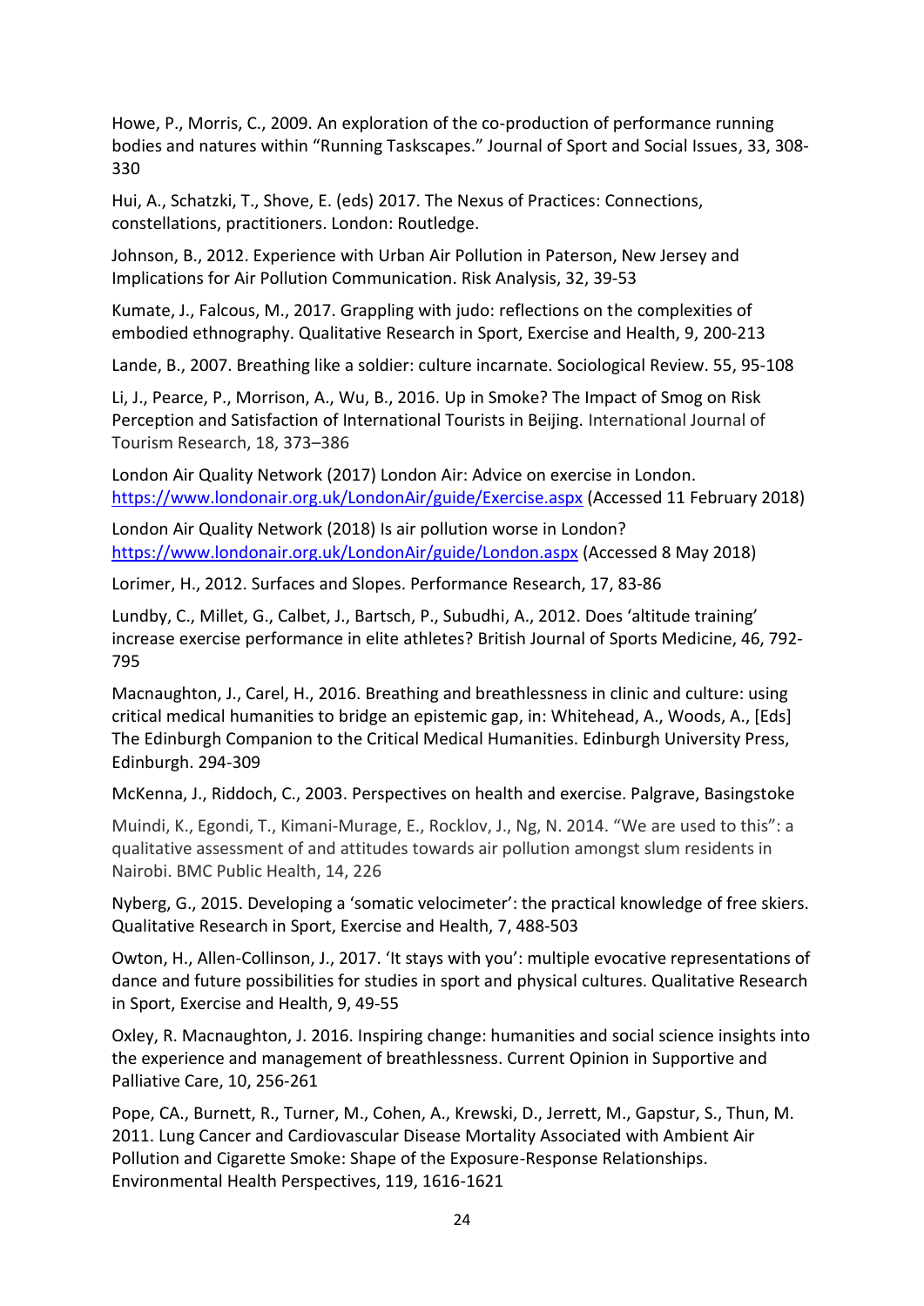Howe, P., Morris, C., 2009. An exploration of the co-production of performance running bodies and natures within "Running Taskscapes." Journal of Sport and Social Issues, 33, 308-330

Hui, A., Schatzki, T., Shove, E. (eds) 2017. The Nexus of Practices: Connections, constellations, practitioners. London: Routledge.

Johnson, B., 2012. Experience with Urban Air Pollution in Paterson, New Jersey and Implications for Air Pollution Communication. Risk Analysis, 32, 39-53

Kumate, J., Falcous, M., 2017. Grappling with judo: reflections on the complexities of embodied ethnography. Qualitative Research in Sport, Exercise and Health, 9, 200-213

Lande, B., 2007. Breathing like a soldier: culture incarnate. Sociological Review. 55, 95-108

Li, J., Pearce, P., Morrison, A., Wu, B., 2016. Up in Smoke? The Impact of Smog on Risk Perception and Satisfaction of International Tourists in Beijing. International Journal of Tourism Research, 18, 373–386

London Air Quality Network (2017) London Air: Advice on exercise in London. https://www.londonair.org.uk/LondonAir/guide/Exercise.aspx (Accessed 11 February 2018)

London Air Quality Network (2018) Is air pollution worse in London? https://www.londonair.org.uk/LondonAir/guide/London.aspx (Accessed 8 May 2018)

Lorimer, H., 2012. Surfaces and Slopes. Performance Research, 17, 83-86

Lundby, C., Millet, G., Calbet, J., Bartsch, P., Subudhi, A., 2012. Does 'altitude training' increase exercise performance in elite athletes? British Journal of Sports Medicine, 46, 792-795

Macnaughton, J., Carel, H., 2016. Breathing and breathlessness in clinic and culture: using critical medical humanities to bridge an epistemic gap, in: Whitehead, A., Woods, A., [Eds] The Edinburgh Companion to the Critical Medical Humanities. Edinburgh University Press, Edinburgh. 294-309

McKenna, J., Riddoch, C., 2003. Perspectives on health and exercise. Palgrave, Basingstoke

Muindi, K., Egondi, T., Kimani-Murage, E., Rocklov, J., Ng, N. 2014. "We are used to this": a qualitative assessment of and attitudes towards air pollution amongst slum residents in Nairobi. BMC Public Health, 14, 226

Nyberg, G., 2015. Developing a 'somatic velocimeter': the practical knowledge of free skiers. Qualitative Research in Sport, Exercise and Health, 7, 488-503

Owton, H., Allen-Collinson, J., 2017. 'It stays with you': multiple evocative representations of dance and future possibilities for studies in sport and physical cultures. Qualitative Research in Sport, Exercise and Health, 9, 49-55

Oxley, R. Macnaughton, J. 2016. Inspiring change: humanities and social science insights into the experience and management of breathlessness. Current Opinion in Supportive and Palliative Care, 10, 256-261

Pope, CA., Burnett, R., Turner, M., Cohen, A., Krewski, D., Jerrett, M., Gapstur, S., Thun, M. 2011. Lung Cancer and Cardiovascular Disease Mortality Associated with Ambient Air Pollution and Cigarette Smoke: Shape of the Exposure-Response Relationships. Environmental Health Perspectives, 119, 1616-1621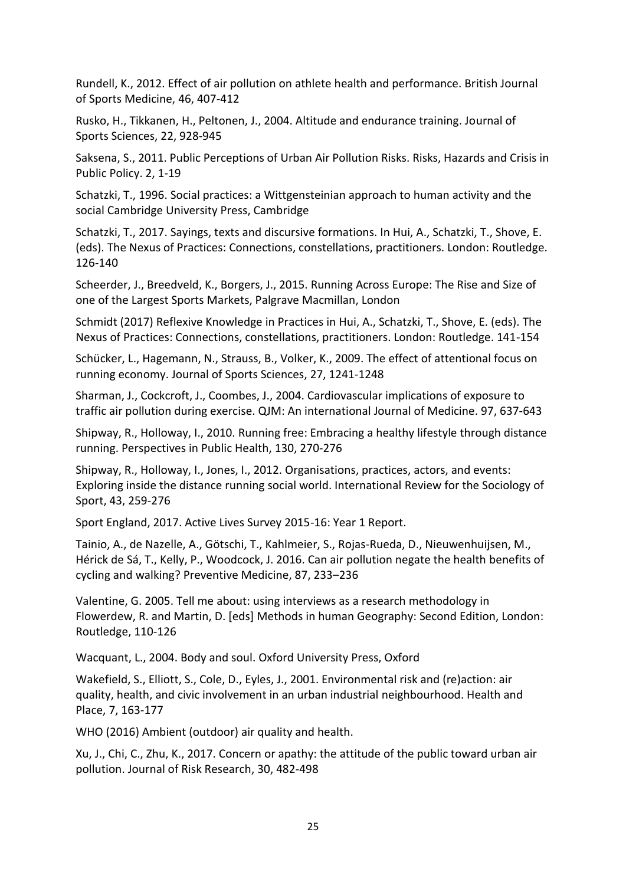Rundell, K., 2012. Effect of air pollution on athlete health and performance. British Journal of Sports Medicine, 46, 407-412

Rusko, H., Tikkanen, H., Peltonen, J., 2004. Altitude and endurance training. Journal of Sports Sciences, 22, 928-945

Saksena, S., 2011. Public Perceptions of Urban Air Pollution Risks. Risks, Hazards and Crisis in Public Policy. 2, 1-19

Schatzki, T., 1996. Social practices: a Wittgensteinian approach to human activity and the social Cambridge University Press, Cambridge

Schatzki, T., 2017. Sayings, texts and discursive formations. In Hui, A., Schatzki, T., Shove, E. (eds). The Nexus of Practices: Connections, constellations, practitioners. London: Routledge. 126-140

Scheerder, J., Breedveld, K., Borgers, J., 2015. Running Across Europe: The Rise and Size of one of the Largest Sports Markets, Palgrave Macmillan, London

Schmidt (2017) Reflexive Knowledge in Practices in Hui, A., Schatzki, T., Shove, E. (eds). The Nexus of Practices: Connections, constellations, practitioners. London: Routledge. 141-154

Schücker, L., Hagemann, N., Strauss, B., Volker, K., 2009. The effect of attentional focus on running economy. Journal of Sports Sciences, 27, 1241-1248

Sharman, J., Cockcroft, J., Coombes, J., 2004. Cardiovascular implications of exposure to traffic air pollution during exercise. QJM: An international Journal of Medicine. 97, 637-643

Shipway, R., Holloway, I., 2010. Running free: Embracing a healthy lifestyle through distance running. Perspectives in Public Health, 130, 270-276

Shipway, R., Holloway, I., Jones, I., 2012. Organisations, practices, actors, and events: Exploring inside the distance running social world. International Review for the Sociology of Sport, 43, 259-276

Sport England, 2017. Active Lives Survey 2015-16: Year 1 Report.

Tainio, A., de Nazelle, A., Götschi, T., Kahlmeier, S., Rojas-Rueda, D., Nieuwenhuijsen, M., Hérick de Sá, T., Kelly, P., Woodcock, J. 2016. Can air pollution negate the health benefits of cycling and walking? Preventive Medicine, 87, 233–236

Valentine, G. 2005. Tell me about: using interviews as a research methodology in Flowerdew, R. and Martin, D. [eds] Methods in human Geography: Second Edition, London: Routledge, 110-126

Wacquant, L., 2004. Body and soul. Oxford University Press, Oxford

Wakefield, S., Elliott, S., Cole, D., Eyles, J., 2001. Environmental risk and (re)action: air quality, health, and civic involvement in an urban industrial neighbourhood. Health and Place, 7, 163-177

WHO (2016) Ambient (outdoor) air quality and health.

Xu, J., Chi, C., Zhu, K., 2017. Concern or apathy: the attitude of the public toward urban air pollution. Journal of Risk Research, 30, 482-498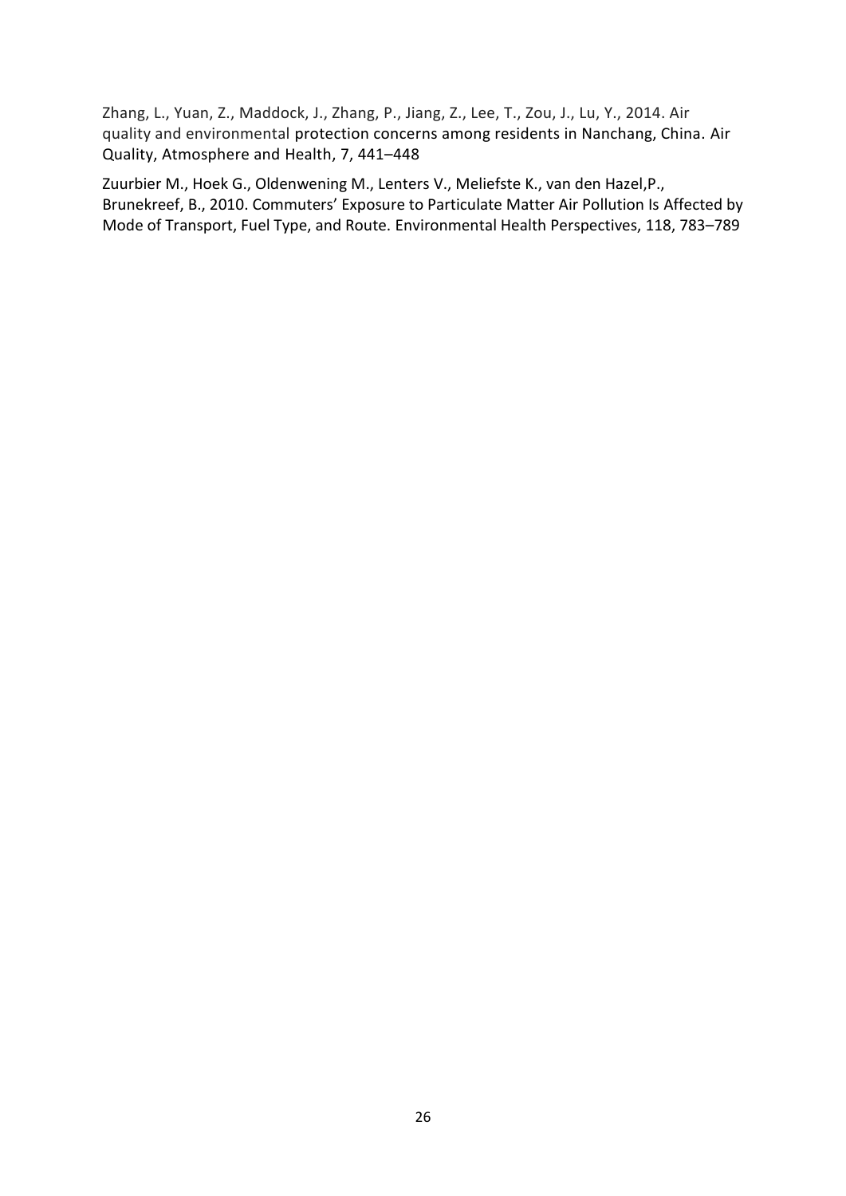Zhang, L., Yuan, Z., Maddock, J., Zhang, P., Jiang, Z., Lee, T., Zou, J., Lu, Y., 2014. Air quality and environmental protection concerns among residents in Nanchang, China. Air Quality, Atmosphere and Health, 7, 441–448

Zuurbier M., Hoek G., Oldenwening M., Lenters V., Meliefste K., van den Hazel,P., Brunekreef, B., 2010. Commuters' Exposure to Particulate Matter Air Pollution Is Affected by Mode of Transport, Fuel Type, and Route. Environmental Health Perspectives, 118, 783–789